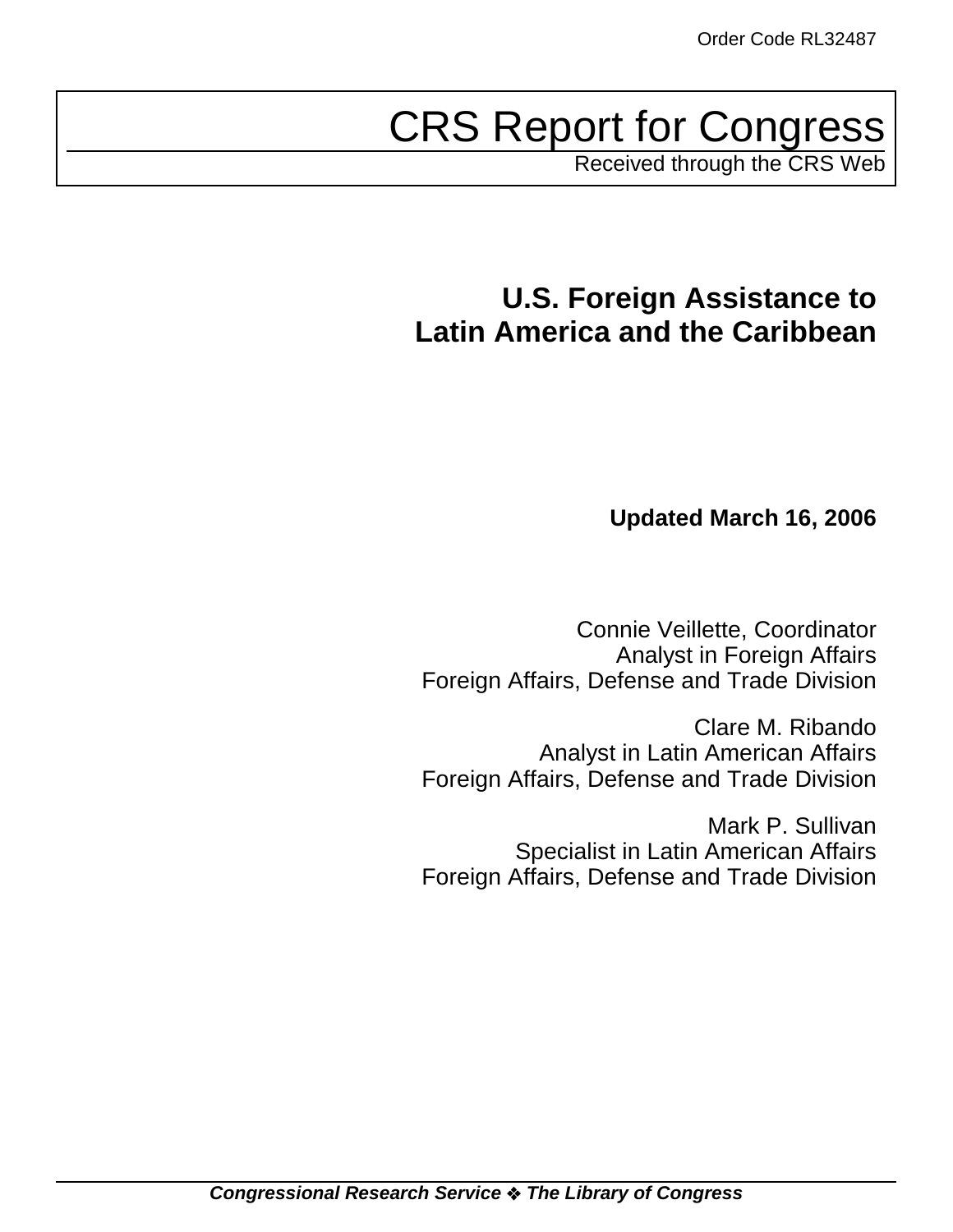Order Code RL32487

# CRS Report for Congress

Received through the CRS Web

## U.S. Foreign Assistance to Latin America and the Caribbean

**Updated March 16, 2006**

Connie Veillette, Coordinator
Analyst in Foreign Affairs
Foreign Affairs, Defense and Trade Division

Clare M. Ribando
Analyst in Latin American Affairs
Foreign Affairs, Defense and Trade Division

Mark P. Sullivan
Specialist in Latin American Affairs
Foreign Affairs, Defense and Trade Division

***Congressional Research Service ❖ The Library of Congress***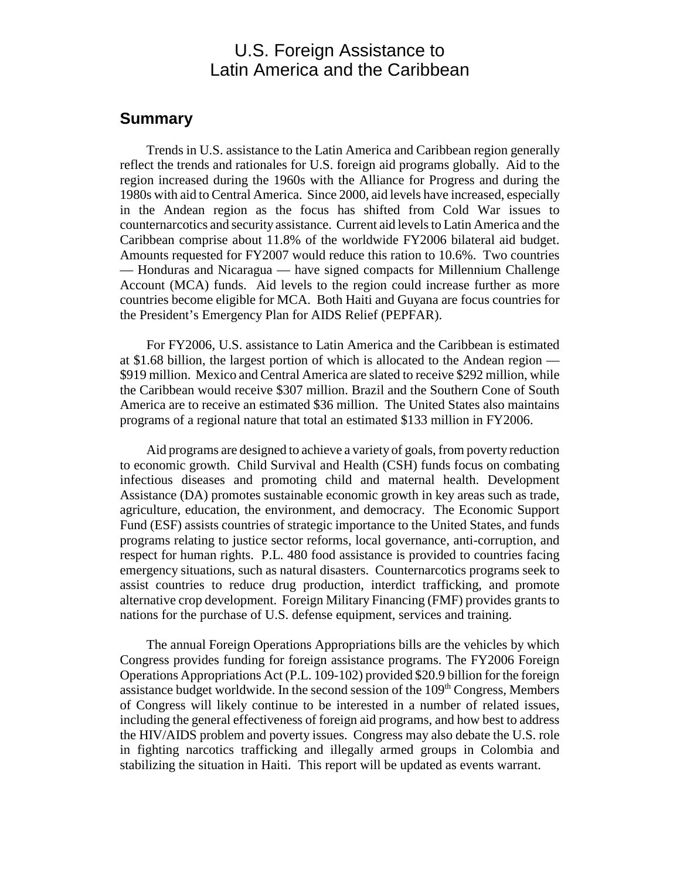# U.S. Foreign Assistance to Latin America and the Caribbean

## Summary

Trends in U.S. assistance to the Latin America and Caribbean region generally reflect the trends and rationales for U.S. foreign aid programs globally. Aid to the region increased during the 1960s with the Alliance for Progress and during the 1980s with aid to Central America. Since 2000, aid levels have increased, especially in the Andean region as the focus has shifted from Cold War issues to counternarcotics and security assistance. Current aid levels to Latin America and the Caribbean comprise about 11.8% of the worldwide FY2006 bilateral aid budget. Amounts requested for FY2007 would reduce this ration to 10.6%. Two countries — Honduras and Nicaragua — have signed compacts for Millennium Challenge Account (MCA) funds. Aid levels to the region could increase further as more countries become eligible for MCA. Both Haiti and Guyana are focus countries for the President's Emergency Plan for AIDS Relief (PEPFAR).

For FY2006, U.S. assistance to Latin America and the Caribbean is estimated at $1.68 billion, the largest portion of which is allocated to the Andean region — $919 million. Mexico and Central America are slated to receive $292 million, while the Caribbean would receive $307 million. Brazil and the Southern Cone of South America are to receive an estimated $36 million. The United States also maintains programs of a regional nature that total an estimated $133 million in FY2006.

Aid programs are designed to achieve a variety of goals, from poverty reduction to economic growth. Child Survival and Health (CSH) funds focus on combating infectious diseases and promoting child and maternal health. Development Assistance (DA) promotes sustainable economic growth in key areas such as trade, agriculture, education, the environment, and democracy. The Economic Support Fund (ESF) assists countries of strategic importance to the United States, and funds programs relating to justice sector reforms, local governance, anti-corruption, and respect for human rights. P.L. 480 food assistance is provided to countries facing emergency situations, such as natural disasters. Counternarcotics programs seek to assist countries to reduce drug production, interdict trafficking, and promote alternative crop development. Foreign Military Financing (FMF) provides grants to nations for the purchase of U.S. defense equipment, services and training.

The annual Foreign Operations Appropriations bills are the vehicles by which Congress provides funding for foreign assistance programs. The FY2006 Foreign Operations Appropriations Act (P.L. 109-102) provided $20.9 billion for the foreign assistance budget worldwide. In the second session of the 109th Congress, Members of Congress will likely continue to be interested in a number of related issues, including the general effectiveness of foreign aid programs, and how best to address the HIV/AIDS problem and poverty issues. Congress may also debate the U.S. role in fighting narcotics trafficking and illegally armed groups in Colombia and stabilizing the situation in Haiti. This report will be updated as events warrant.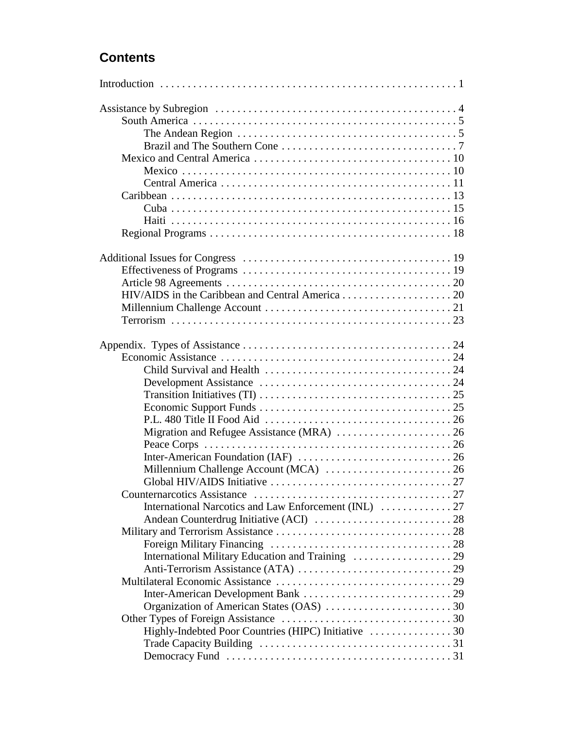## Contents

Introduction . . . . . . . . . . . . . . . . . . . . . . . . . . . . . . . . . . . . . . . . . . . . . . . . . . . . . 1

Assistance by Subregion . . . . . . . . . . . . . . . . . . . . . . . . . . . . . . . . . . . . . . . . . . . . 4
- South America . . . . . . . . . . . . . . . . . . . . . . . . . . . . . . . . . . . . . . . . . . . . . . . . 5
  - The Andean Region . . . . . . . . . . . . . . . . . . . . . . . . . . . . . . . . . . . . . . . . 5
  - Brazil and The Southern Cone . . . . . . . . . . . . . . . . . . . . . . . . . . . . . . . . 7
- Mexico and Central America . . . . . . . . . . . . . . . . . . . . . . . . . . . . . . . . . . . 10
  - Mexico . . . . . . . . . . . . . . . . . . . . . . . . . . . . . . . . . . . . . . . . . . . . . . . . 10
  - Central America . . . . . . . . . . . . . . . . . . . . . . . . . . . . . . . . . . . . . . . . . . 11
- Caribbean . . . . . . . . . . . . . . . . . . . . . . . . . . . . . . . . . . . . . . . . . . . . . . . . . . 13
  - Cuba . . . . . . . . . . . . . . . . . . . . . . . . . . . . . . . . . . . . . . . . . . . . . . . . . . 15
  - Haiti . . . . . . . . . . . . . . . . . . . . . . . . . . . . . . . . . . . . . . . . . . . . . . . . . . 16
- Regional Programs . . . . . . . . . . . . . . . . . . . . . . . . . . . . . . . . . . . . . . . . . . . 18

Additional Issues for Congress . . . . . . . . . . . . . . . . . . . . . . . . . . . . . . . . . . . . . 19
- Effectiveness of Programs . . . . . . . . . . . . . . . . . . . . . . . . . . . . . . . . . . . . . 19
- Article 98 Agreements . . . . . . . . . . . . . . . . . . . . . . . . . . . . . . . . . . . . . . . . 20
- HIV/AIDS in the Caribbean and Central America . . . . . . . . . . . . . . . . . . . . 20
- Millennium Challenge Account . . . . . . . . . . . . . . . . . . . . . . . . . . . . . . . . . 21
- Terrorism . . . . . . . . . . . . . . . . . . . . . . . . . . . . . . . . . . . . . . . . . . . . . . . . . . 23

Appendix. Types of Assistance . . . . . . . . . . . . . . . . . . . . . . . . . . . . . . . . . . . . . 24
- Economic Assistance . . . . . . . . . . . . . . . . . . . . . . . . . . . . . . . . . . . . . . . . . . 24
  - Child Survival and Health . . . . . . . . . . . . . . . . . . . . . . . . . . . . . . . . . . 24
  - Development Assistance . . . . . . . . . . . . . . . . . . . . . . . . . . . . . . . . . . . 24
  - Transition Initiatives (TI) . . . . . . . . . . . . . . . . . . . . . . . . . . . . . . . . . . 25
  - Economic Support Funds . . . . . . . . . . . . . . . . . . . . . . . . . . . . . . . . . . . 25
  - P.L. 480 Title II Food Aid . . . . . . . . . . . . . . . . . . . . . . . . . . . . . . . . . . 26
  - Migration and Refugee Assistance (MRA) . . . . . . . . . . . . . . . . . . . . . 26
  - Peace Corps . . . . . . . . . . . . . . . . . . . . . . . . . . . . . . . . . . . . . . . . . . . . 26
  - Inter-American Foundation (IAF) . . . . . . . . . . . . . . . . . . . . . . . . . . . . 26
  - Millennium Challenge Account (MCA) . . . . . . . . . . . . . . . . . . . . . . . 26
  - Global HIV/AIDS Initiative . . . . . . . . . . . . . . . . . . . . . . . . . . . . . . . . . 27
- Counternarcotics Assistance . . . . . . . . . . . . . . . . . . . . . . . . . . . . . . . . . . . . 27
  - International Narcotics and Law Enforcement (INL) . . . . . . . . . . . . . 27
  - Andean Counterdrug Initiative (ACI) . . . . . . . . . . . . . . . . . . . . . . . . . 28
- Military and Terrorism Assistance . . . . . . . . . . . . . . . . . . . . . . . . . . . . . . . 28
  - Foreign Military Financing . . . . . . . . . . . . . . . . . . . . . . . . . . . . . . . . . 28
  - International Military Education and Training . . . . . . . . . . . . . . . . . . 29
  - Anti-Terrorism Assistance (ATA) . . . . . . . . . . . . . . . . . . . . . . . . . . . . 29
- Multilateral Economic Assistance . . . . . . . . . . . . . . . . . . . . . . . . . . . . . . . 29
  - Inter-American Development Bank . . . . . . . . . . . . . . . . . . . . . . . . . . . 29
  - Organization of American States (OAS) . . . . . . . . . . . . . . . . . . . . . . . 30
- Other Types of Foreign Assistance . . . . . . . . . . . . . . . . . . . . . . . . . . . . . . . 30
  - Highly-Indebted Poor Countries (HIPC) Initiative . . . . . . . . . . . . . . . 30
  - Trade Capacity Building . . . . . . . . . . . . . . . . . . . . . . . . . . . . . . . . . . . 31
  - Democracy Fund . . . . . . . . . . . . . . . . . . . . . . . . . . . . . . . . . . . . . . . . . 31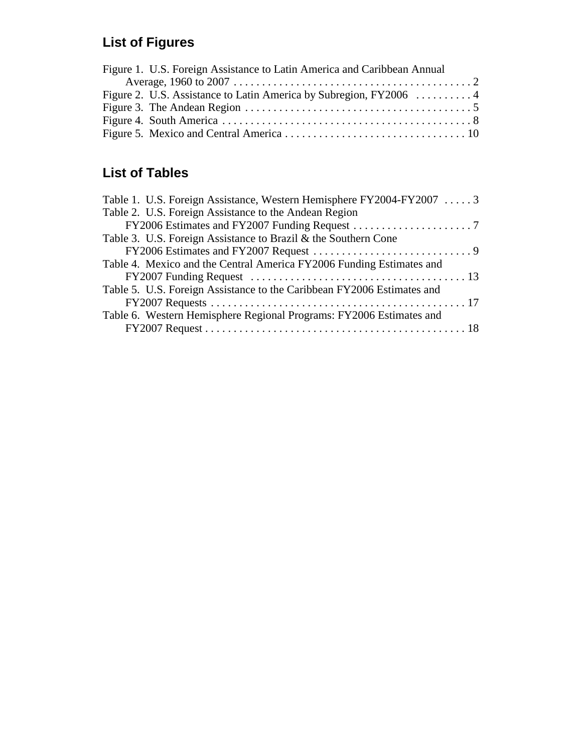## List of Figures

Figure 1. U.S. Foreign Assistance to Latin America and Caribbean Annual Average, 1960 to 2007 . . . . . . . . . . . . . . . . . . . . . . . . . . . . . . . . . . . . . . . . . 2
Figure 2. U.S. Assistance to Latin America by Subregion, FY2006 . . . . . . . . . . 4
Figure 3. The Andean Region . . . . . . . . . . . . . . . . . . . . . . . . . . . . . . . . . . . . . . . 5
Figure 4. South America . . . . . . . . . . . . . . . . . . . . . . . . . . . . . . . . . . . . . . . . . . . 8
Figure 5. Mexico and Central America . . . . . . . . . . . . . . . . . . . . . . . . . . . . . . . . 10

## List of Tables

Table 1. U.S. Foreign Assistance, Western Hemisphere FY2004-FY2007 . . . . . 3
Table 2. U.S. Foreign Assistance to the Andean Region FY2006 Estimates and FY2007 Funding Request . . . . . . . . . . . . . . . . . . . . . 7
Table 3. U.S. Foreign Assistance to Brazil & the Southern Cone FY2006 Estimates and FY2007 Request . . . . . . . . . . . . . . . . . . . . . . . . . . . . 9
Table 4. Mexico and the Central America FY2006 Funding Estimates and FY2007 Funding Request . . . . . . . . . . . . . . . . . . . . . . . . . . . . . . . . . . . . . . 13
Table 5. U.S. Foreign Assistance to the Caribbean FY2006 Estimates and FY2007 Requests . . . . . . . . . . . . . . . . . . . . . . . . . . . . . . . . . . . . . . . . . . . . 17
Table 6. Western Hemisphere Regional Programs: FY2006 Estimates and FY2007 Request . . . . . . . . . . . . . . . . . . . . . . . . . . . . . . . . . . . . . . . . . . . . . 18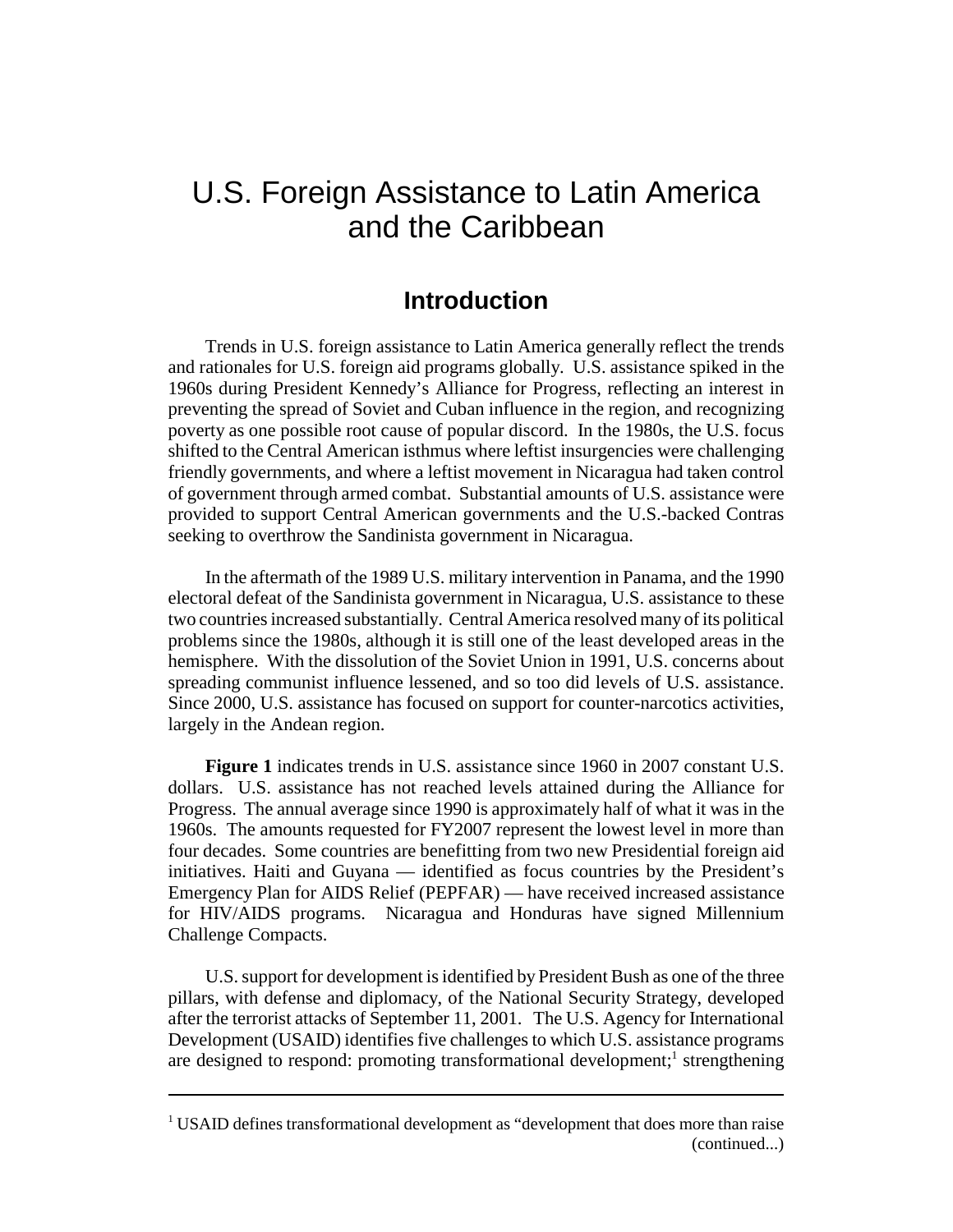# U.S. Foreign Assistance to Latin America and the Caribbean

## Introduction

Trends in U.S. foreign assistance to Latin America generally reflect the trends and rationales for U.S. foreign aid programs globally. U.S. assistance spiked in the 1960s during President Kennedy's Alliance for Progress, reflecting an interest in preventing the spread of Soviet and Cuban influence in the region, and recognizing poverty as one possible root cause of popular discord. In the 1980s, the U.S. focus shifted to the Central American isthmus where leftist insurgencies were challenging friendly governments, and where a leftist movement in Nicaragua had taken control of government through armed combat. Substantial amounts of U.S. assistance were provided to support Central American governments and the U.S.-backed Contras seeking to overthrow the Sandinista government in Nicaragua.

In the aftermath of the 1989 U.S. military intervention in Panama, and the 1990 electoral defeat of the Sandinista government in Nicaragua, U.S. assistance to these two countries increased substantially. Central America resolved many of its political problems since the 1980s, although it is still one of the least developed areas in the hemisphere. With the dissolution of the Soviet Union in 1991, U.S. concerns about spreading communist influence lessened, and so too did levels of U.S. assistance. Since 2000, U.S. assistance has focused on support for counter-narcotics activities, largely in the Andean region.

**Figure 1** indicates trends in U.S. assistance since 1960 in 2007 constant U.S. dollars. U.S. assistance has not reached levels attained during the Alliance for Progress. The annual average since 1990 is approximately half of what it was in the 1960s. The amounts requested for FY2007 represent the lowest level in more than four decades. Some countries are benefitting from two new Presidential foreign aid initiatives. Haiti and Guyana — identified as focus countries by the President's Emergency Plan for AIDS Relief (PEPFAR) — have received increased assistance for HIV/AIDS programs. Nicaragua and Honduras have signed Millennium Challenge Compacts.

U.S. support for development is identified by President Bush as one of the three pillars, with defense and diplomacy, of the National Security Strategy, developed after the terrorist attacks of September 11, 2001. The U.S. Agency for International Development (USAID) identifies five challenges to which U.S. assistance programs are designed to respond: promoting transformational development;[1] strengthening

---

[1] USAID defines transformational development as "development that does more than raise (continued...)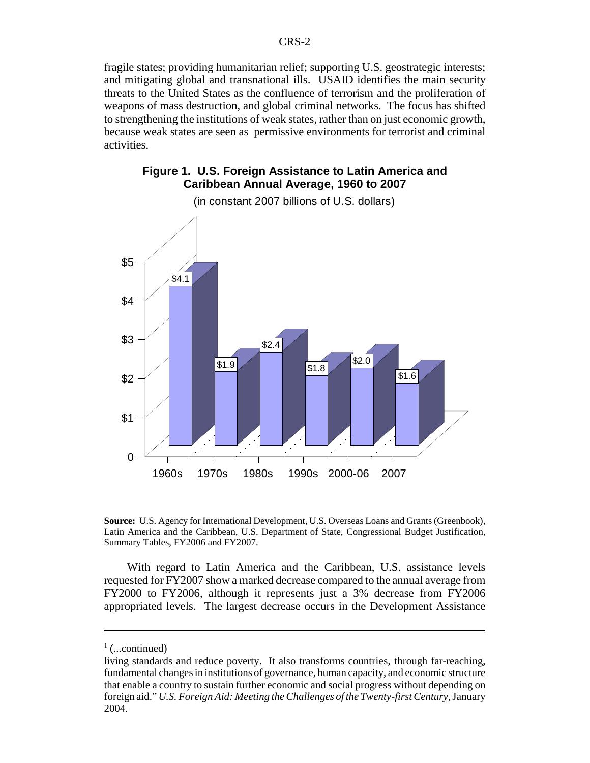fragile states; providing humanitarian relief; supporting U.S. geostrategic interests; and mitigating global and transnational ills. USAID identifies the main security threats to the United States as the confluence of terrorism and the proliferation of weapons of mass destruction, and global criminal networks. The focus has shifted to strengthening the institutions of weak states, rather than on just economic growth, because weak states are seen as permissive environments for terrorist and criminal activities.

**Figure 1. U.S. Foreign Assistance to Latin America and Caribbean Annual Average, 1960 to 2007**

(in constant 2007 billions of U.S. dollars)

| Period | Amount |
|---|---|
| 1960s | $4.1 |
| 1970s | $1.9 |
| 1980s | $2.4 |
| 1990s | $1.8 |
| 2000-06 | $2.0 |
| 2007 | $1.6 |

**Source:** U.S. Agency for International Development, U.S. Overseas Loans and Grants (Greenbook), Latin America and the Caribbean, U.S. Department of State, Congressional Budget Justification, Summary Tables, FY2006 and FY2007.

With regard to Latin America and the Caribbean, U.S. assistance levels requested for FY2007 show a marked decrease compared to the annual average from FY2000 to FY2006, although it represents just a 3% decrease from FY2006 appropriated levels. The largest decrease occurs in the Development Assistance

---

[1] (...continued)

living standards and reduce poverty. It also transforms countries, through far-reaching, fundamental changes in institutions of governance, human capacity, and economic structure that enable a country to sustain further economic and social progress without depending on foreign aid." *U.S. Foreign Aid: Meeting the Challenges of the Twenty-first Century*, January 2004.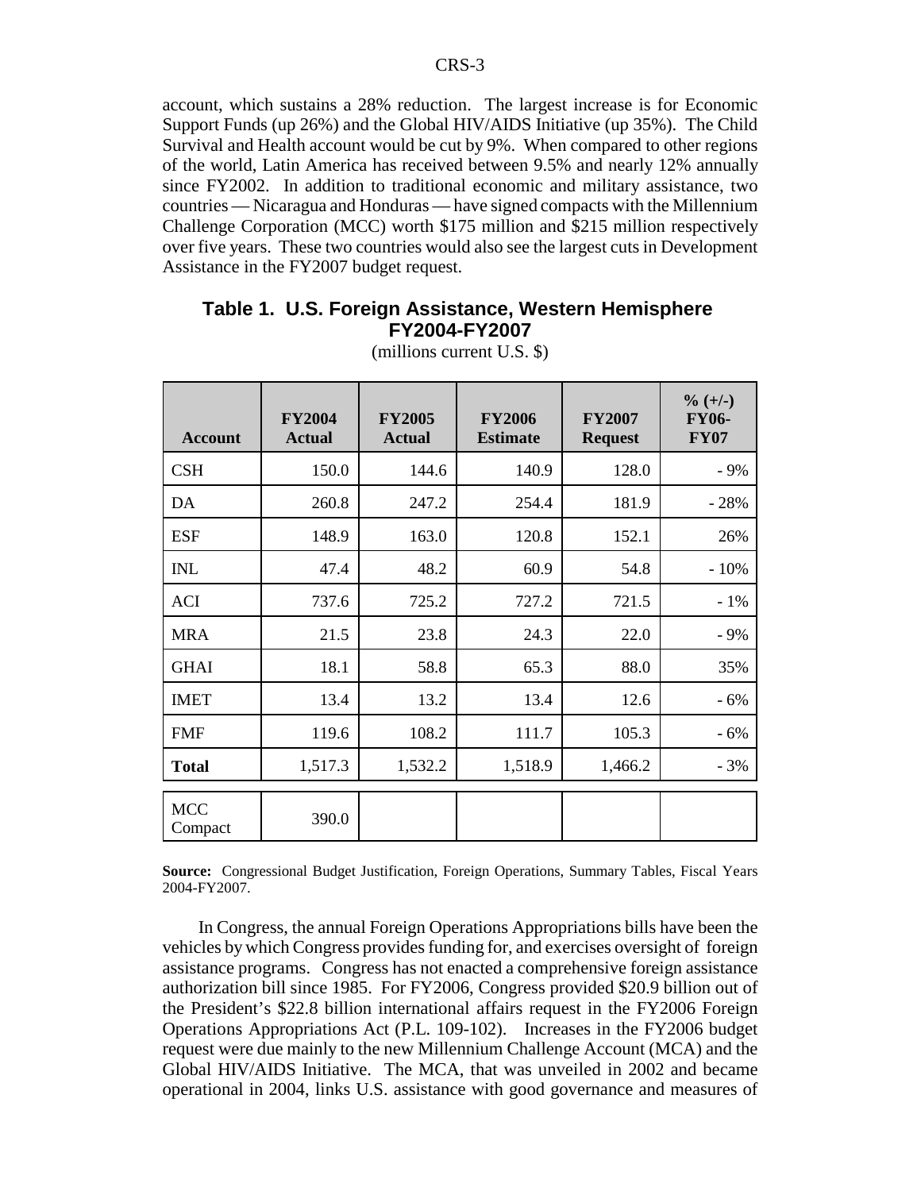account, which sustains a 28% reduction. The largest increase is for Economic Support Funds (up 26%) and the Global HIV/AIDS Initiative (up 35%). The Child Survival and Health account would be cut by 9%. When compared to other regions of the world, Latin America has received between 9.5% and nearly 12% annually since FY2002. In addition to traditional economic and military assistance, two countries — Nicaragua and Honduras — have signed compacts with the Millennium Challenge Corporation (MCC) worth $175 million and $215 million respectively over five years. These two countries would also see the largest cuts in Development Assistance in the FY2007 budget request.

**Table 1. U.S. Foreign Assistance, Western Hemisphere FY2004-FY2007**

(millions current U.S. $)

| Account | FY2004 Actual | FY2005 Actual | FY2006 Estimate | FY2007 Request | % (+/-) FY06-FY07 |
|---|---|---|---|---|---|
| CSH | 150.0 | 144.6 | 140.9 | 128.0 | - 9% |
| DA | 260.8 | 247.2 | 254.4 | 181.9 | - 28% |
| ESF | 148.9 | 163.0 | 120.8 | 152.1 | 26% |
| INL | 47.4 | 48.2 | 60.9 | 54.8 | - 10% |
| ACI | 737.6 | 725.2 | 727.2 | 721.5 | - 1% |
| MRA | 21.5 | 23.8 | 24.3 | 22.0 | - 9% |
| GHAI | 18.1 | 58.8 | 65.3 | 88.0 | 35% |
| IMET | 13.4 | 13.2 | 13.4 | 12.6 | - 6% |
| FMF | 119.6 | 108.2 | 111.7 | 105.3 | - 6% |
| **Total** | 1,517.3 | 1,532.2 | 1,518.9 | 1,466.2 | - 3% |
| MCC Compact | 390.0 | | | | |

**Source:** Congressional Budget Justification, Foreign Operations, Summary Tables, Fiscal Years 2004-FY2007.

In Congress, the annual Foreign Operations Appropriations bills have been the vehicles by which Congress provides funding for, and exercises oversight of foreign assistance programs. Congress has not enacted a comprehensive foreign assistance authorization bill since 1985. For FY2006, Congress provided $20.9 billion out of the President's $22.8 billion international affairs request in the FY2006 Foreign Operations Appropriations Act (P.L. 109-102). Increases in the FY2006 budget request were due mainly to the new Millennium Challenge Account (MCA) and the Global HIV/AIDS Initiative. The MCA, that was unveiled in 2002 and became operational in 2004, links U.S. assistance with good governance and measures of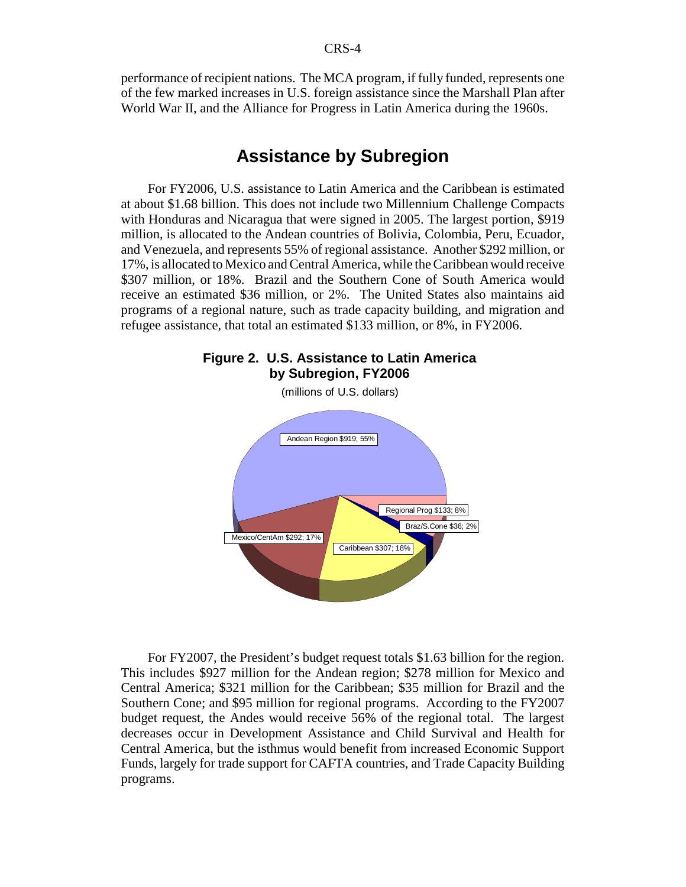performance of recipient nations. The MCA program, if fully funded, represents one of the few marked increases in U.S. foreign assistance since the Marshall Plan after World War II, and the Alliance for Progress in Latin America during the 1960s.

## Assistance by Subregion

For FY2006, U.S. assistance to Latin America and the Caribbean is estimated at about $1.68 billion. This does not include two Millennium Challenge Compacts with Honduras and Nicaragua that were signed in 2005. The largest portion, $919 million, is allocated to the Andean countries of Bolivia, Colombia, Peru, Ecuador, and Venezuela, and represents 55% of regional assistance. Another $292 million, or 17%, is allocated to Mexico and Central America, while the Caribbean would receive $307 million, or 18%. Brazil and the Southern Cone of South America would receive an estimated $36 million, or 2%. The United States also maintains aid programs of a regional nature, such as trade capacity building, and migration and refugee assistance, that total an estimated $133 million, or 8%, in FY2006.

**Figure 2. U.S. Assistance to Latin America by Subregion, FY2006**

(millions of U.S. dollars)

Andean Region $919; 55%

Regional Prog $133; 8%

Braz/S.Cone $36; 2%

Mexico/CentAm $292; 17%

Caribbean $307; 18%

For FY2007, the President's budget request totals $1.63 billion for the region. This includes $927 million for the Andean region; $278 million for Mexico and Central America; $321 million for the Caribbean; $35 million for Brazil and the Southern Cone; and $95 million for regional programs. According to the FY2007 budget request, the Andes would receive 56% of the regional total. The largest decreases occur in Development Assistance and Child Survival and Health for Central America, but the isthmus would benefit from increased Economic Support Funds, largely for trade support for CAFTA countries, and Trade Capacity Building programs.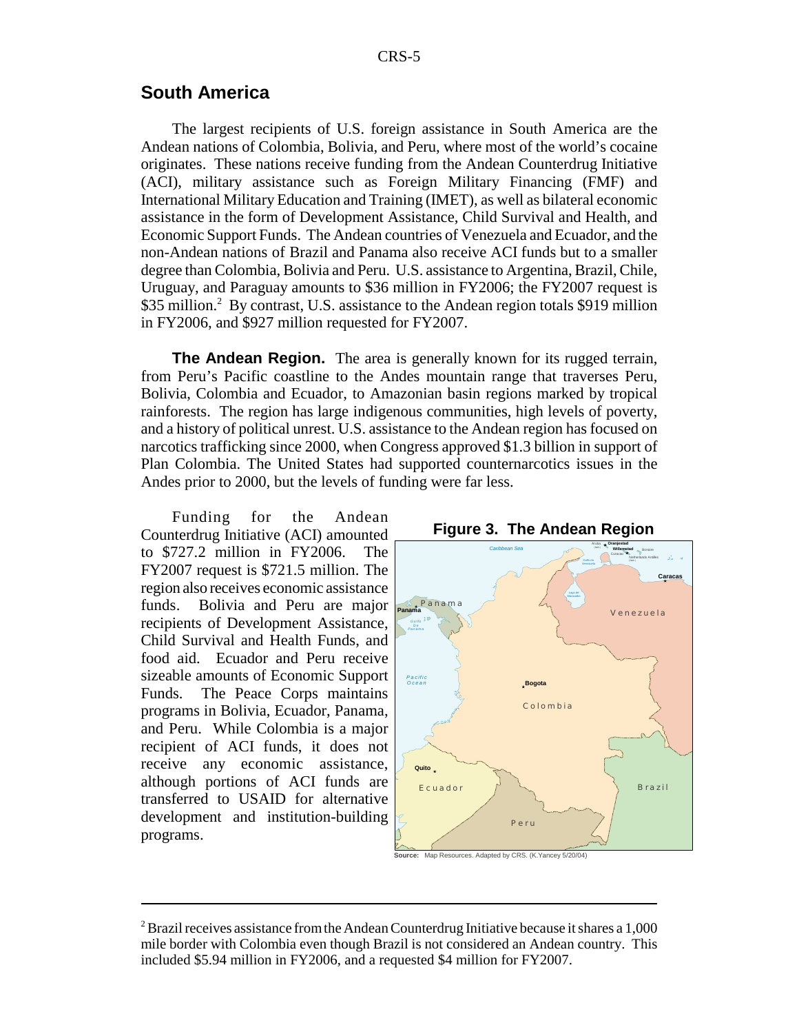## South America

The largest recipients of U.S. foreign assistance in South America are the Andean nations of Colombia, Bolivia, and Peru, where most of the world's cocaine originates. These nations receive funding from the Andean Counterdrug Initiative (ACI), military assistance such as Foreign Military Financing (FMF) and International Military Education and Training (IMET), as well as bilateral economic assistance in the form of Development Assistance, Child Survival and Health, and Economic Support Funds. The Andean countries of Venezuela and Ecuador, and the non-Andean nations of Brazil and Panama also receive ACI funds but to a smaller degree than Colombia, Bolivia and Peru. U.S. assistance to Argentina, Brazil, Chile, Uruguay, and Paraguay amounts to $36 million in FY2006; the FY2007 request is $35 million.[2] By contrast, U.S. assistance to the Andean region totals $919 million in FY2006, and $927 million requested for FY2007.

**The Andean Region.** The area is generally known for its rugged terrain, from Peru's Pacific coastline to the Andes mountain range that traverses Peru, Bolivia, Colombia and Ecuador, to Amazonian basin regions marked by tropical rainforests. The region has large indigenous communities, high levels of poverty, and a history of political unrest. U.S. assistance to the Andean region has focused on narcotics trafficking since 2000, when Congress approved $1.3 billion in support of Plan Colombia. The United States had supported counternarcotics issues in the Andes prior to 2000, but the levels of funding were far less.

Funding for the Andean Counterdrug Initiative (ACI) amounted to $727.2 million in FY2006. The FY2007 request is $721.5 million. The region also receives economic assistance funds. Bolivia and Peru are major recipients of Development Assistance, Child Survival and Health Funds, and food aid. Ecuador and Peru receive sizeable amounts of Economic Support Funds. The Peace Corps maintains programs in Bolivia, Ecuador, Panama, and Peru. While Colombia is a major recipient of ACI funds, it does not receive any economic assistance, although portions of ACI funds are transferred to USAID for alternative development and institution-building programs.

**Figure 3. The Andean Region**

**Source:** Map Resources. Adapted by CRS. (K.Yancey 5/20/04)

---

[2] Brazil receives assistance from the Andean Counterdrug Initiative because it shares a 1,000 mile border with Colombia even though Brazil is not considered an Andean country. This included $5.94 million in FY2006, and a requested $4 million for FY2007.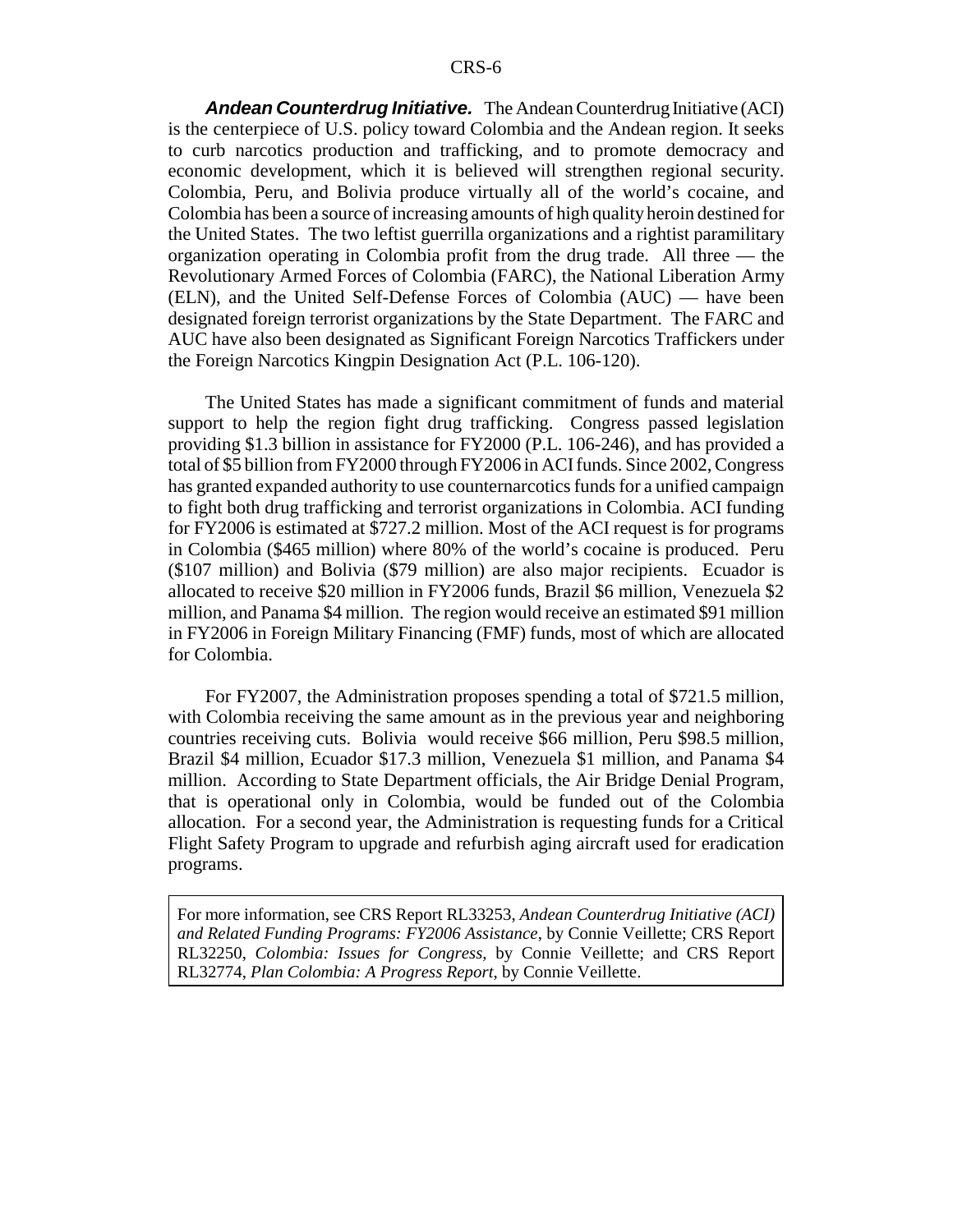***Andean Counterdrug Initiative.*** The Andean Counterdrug Initiative (ACI) is the centerpiece of U.S. policy toward Colombia and the Andean region. It seeks to curb narcotics production and trafficking, and to promote democracy and economic development, which it is believed will strengthen regional security. Colombia, Peru, and Bolivia produce virtually all of the world's cocaine, and Colombia has been a source of increasing amounts of high quality heroin destined for the United States. The two leftist guerrilla organizations and a rightist paramilitary organization operating in Colombia profit from the drug trade. All three — the Revolutionary Armed Forces of Colombia (FARC), the National Liberation Army (ELN), and the United Self-Defense Forces of Colombia (AUC) — have been designated foreign terrorist organizations by the State Department. The FARC and AUC have also been designated as Significant Foreign Narcotics Traffickers under the Foreign Narcotics Kingpin Designation Act (P.L. 106-120).

The United States has made a significant commitment of funds and material support to help the region fight drug trafficking. Congress passed legislation providing $1.3 billion in assistance for FY2000 (P.L. 106-246), and has provided a total of $5 billion from FY2000 through FY2006 in ACI funds. Since 2002, Congress has granted expanded authority to use counternarcotics funds for a unified campaign to fight both drug trafficking and terrorist organizations in Colombia. ACI funding for FY2006 is estimated at $727.2 million. Most of the ACI request is for programs in Colombia ($465 million) where 80% of the world's cocaine is produced. Peru ($107 million) and Bolivia ($79 million) are also major recipients. Ecuador is allocated to receive $20 million in FY2006 funds, Brazil $6 million, Venezuela $2 million, and Panama $4 million. The region would receive an estimated $91 million in FY2006 in Foreign Military Financing (FMF) funds, most of which are allocated for Colombia.

For FY2007, the Administration proposes spending a total of $721.5 million, with Colombia receiving the same amount as in the previous year and neighboring countries receiving cuts. Bolivia would receive $66 million, Peru $98.5 million, Brazil $4 million, Ecuador $17.3 million, Venezuela $1 million, and Panama $4 million. According to State Department officials, the Air Bridge Denial Program, that is operational only in Colombia, would be funded out of the Colombia allocation. For a second year, the Administration is requesting funds for a Critical Flight Safety Program to upgrade and refurbish aging aircraft used for eradication programs.

For more information, see CRS Report RL33253, *Andean Counterdrug Initiative (ACI) and Related Funding Programs: FY2006 Assistance*, by Connie Veillette; CRS Report RL32250, *Colombia: Issues for Congress*, by Connie Veillette; and CRS Report RL32774, *Plan Colombia: A Progress Report*, by Connie Veillette.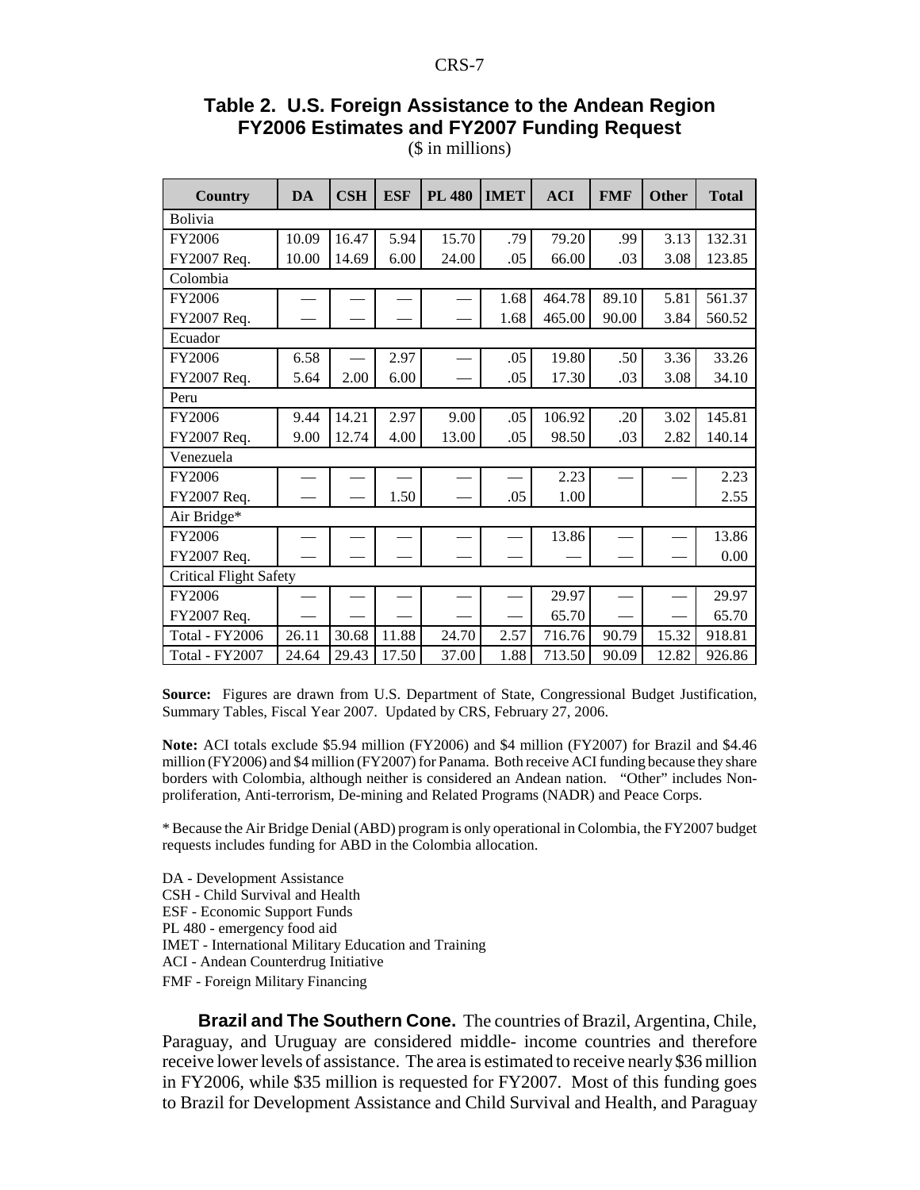## Table 2. U.S. Foreign Assistance to the Andean Region FY2006 Estimates and FY2007 Funding Request

($ in millions)

| Country | DA | CSH | ESF | PL 480 | IMET | ACI | FMF | Other | Total |
|---|---|---|---|---|---|---|---|---|---|
| Bolivia | | | | | | | | | |
| FY2006 | 10.09 | 16.47 | 5.94 | 15.70 | .79 | 79.20 | .99 | 3.13 | 132.31 |
| FY2007 Req. | 10.00 | 14.69 | 6.00 | 24.00 | .05 | 66.00 | .03 | 3.08 | 123.85 |
| Colombia | | | | | | | | | |
| FY2006 | — | — | — | — | 1.68 | 464.78 | 89.10 | 5.81 | 561.37 |
| FY2007 Req. | — | — | — | — | 1.68 | 465.00 | 90.00 | 3.84 | 560.52 |
| Ecuador | | | | | | | | | |
| FY2006 | 6.58 | — | 2.97 | — | .05 | 19.80 | .50 | 3.36 | 33.26 |
| FY2007 Req. | 5.64 | 2.00 | 6.00 | — | .05 | 17.30 | .03 | 3.08 | 34.10 |
| Peru | | | | | | | | | |
| FY2006 | 9.44 | 14.21 | 2.97 | 9.00 | .05 | 106.92 | .20 | 3.02 | 145.81 |
| FY2007 Req. | 9.00 | 12.74 | 4.00 | 13.00 | .05 | 98.50 | .03 | 2.82 | 140.14 |
| Venezuela | | | | | | | | | |
| FY2006 | — | — | — | — | — | 2.23 | — | — | 2.23 |
| FY2007 Req. | — | — | 1.50 | — | .05 | 1.00 | | | 2.55 |
| Air Bridge* | | | | | | | | | |
| FY2006 | — | — | — | — | — | 13.86 | — | — | 13.86 |
| FY2007 Req. | — | — | — | — | — | — | — | — | 0.00 |
| Critical Flight Safety | | | | | | | | | |
| FY2006 | — | — | — | — | — | 29.97 | — | — | 29.97 |
| FY2007 Req. | — | — | — | — | — | 65.70 | — | — | 65.70 |
| Total - FY2006 | 26.11 | 30.68 | 11.88 | 24.70 | 2.57 | 716.76 | 90.79 | 15.32 | 918.81 |
| Total - FY2007 | 24.64 | 29.43 | 17.50 | 37.00 | 1.88 | 713.50 | 90.09 | 12.82 | 926.86 |

**Source:** Figures are drawn from U.S. Department of State, Congressional Budget Justification, Summary Tables, Fiscal Year 2007. Updated by CRS, February 27, 2006.

**Note:** ACI totals exclude $5.94 million (FY2006) and $4 million (FY2007) for Brazil and $4.46 million (FY2006) and $4 million (FY2007) for Panama. Both receive ACI funding because they share borders with Colombia, although neither is considered an Andean nation. "Other" includes Non-proliferation, Anti-terrorism, De-mining and Related Programs (NADR) and Peace Corps.

* Because the Air Bridge Denial (ABD) program is only operational in Colombia, the FY2007 budget requests includes funding for ABD in the Colombia allocation.

DA - Development Assistance
CSH - Child Survival and Health
ESF - Economic Support Funds
PL 480 - emergency food aid
IMET - International Military Education and Training
ACI - Andean Counterdrug Initiative
FMF - Foreign Military Financing

**Brazil and The Southern Cone.** The countries of Brazil, Argentina, Chile, Paraguay, and Uruguay are considered middle- income countries and therefore receive lower levels of assistance. The area is estimated to receive nearly $36 million in FY2006, while $35 million is requested for FY2007. Most of this funding goes to Brazil for Development Assistance and Child Survival and Health, and Paraguay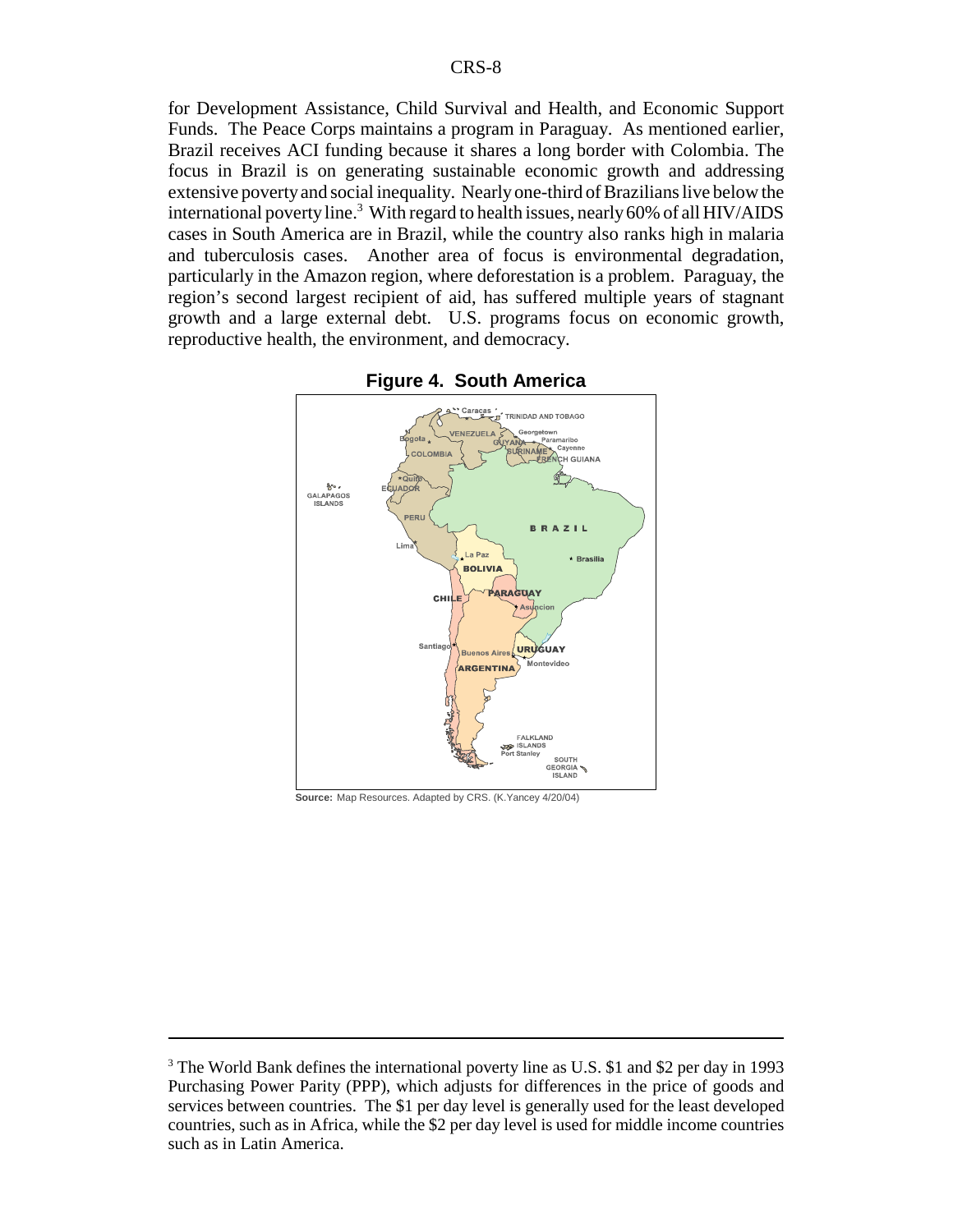for Development Assistance, Child Survival and Health, and Economic Support Funds. The Peace Corps maintains a program in Paraguay. As mentioned earlier, Brazil receives ACI funding because it shares a long border with Colombia. The focus in Brazil is on generating sustainable economic growth and addressing extensive poverty and social inequality. Nearly one-third of Brazilians live below the international poverty line.[3] With regard to health issues, nearly 60% of all HIV/AIDS cases in South America are in Brazil, while the country also ranks high in malaria and tuberculosis cases. Another area of focus is environmental degradation, particularly in the Amazon region, where deforestation is a problem. Paraguay, the region's second largest recipient of aid, has suffered multiple years of stagnant growth and a large external debt. U.S. programs focus on economic growth, reproductive health, the environment, and democracy.

**Figure 4. South America**

**Source:** Map Resources. Adapted by CRS. (K.Yancey 4/20/04)

---

[3] The World Bank defines the international poverty line as U.S. $1 and $2 per day in 1993 Purchasing Power Parity (PPP), which adjusts for differences in the price of goods and services between countries. The $1 per day level is generally used for the least developed countries, such as in Africa, while the $2 per day level is used for middle income countries such as in Latin America.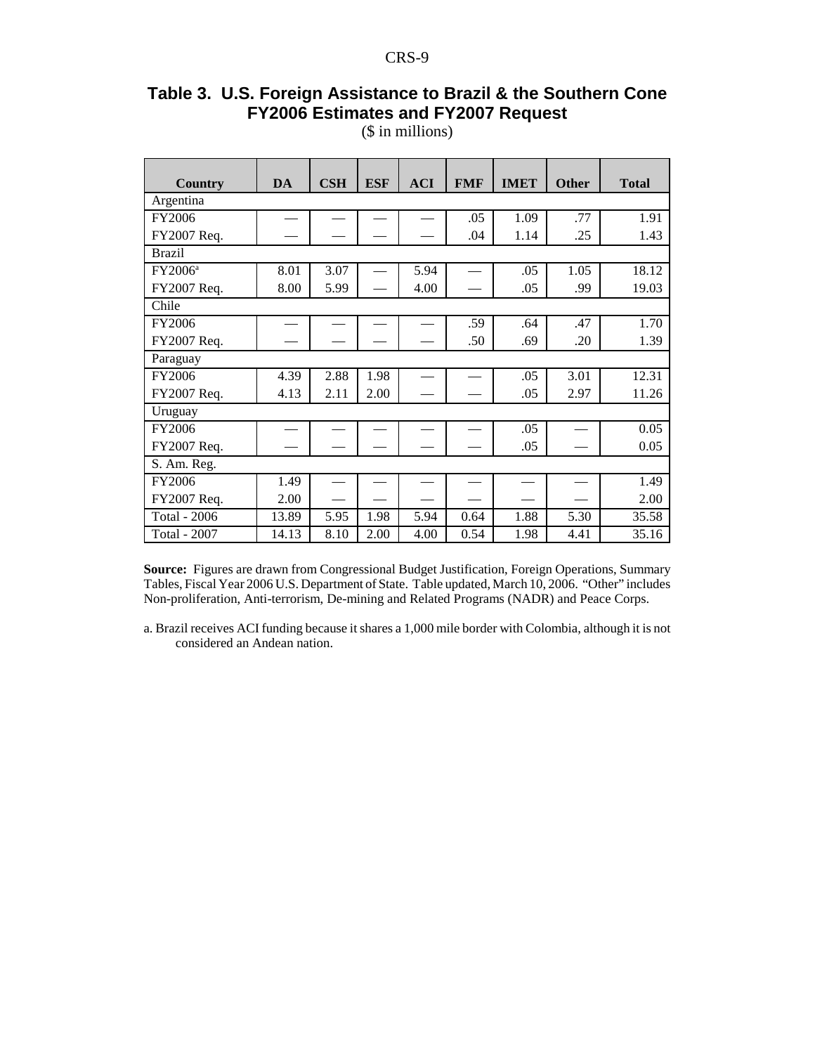## Table 3. U.S. Foreign Assistance to Brazil & the Southern Cone FY2006 Estimates and FY2007 Request

($ in millions)

| Country | DA | CSH | ESF | ACI | FMF | IMET | Other | Total |
|---|---|---|---|---|---|---|---|---|
| Argentina | | | | | | | | |
| FY2006 | — | — | — | — | .05 | 1.09 | .77 | 1.91 |
| FY2007 Req. | — | — | — | — | .04 | 1.14 | .25 | 1.43 |
| Brazil | | | | | | | | |
| FY2006[a] | 8.01 | 3.07 | — | 5.94 | — | .05 | 1.05 | 18.12 |
| FY2007 Req. | 8.00 | 5.99 | — | 4.00 | — | .05 | .99 | 19.03 |
| Chile | | | | | | | | |
| FY2006 | — | — | — | — | .59 | .64 | .47 | 1.70 |
| FY2007 Req. | — | — | — | — | .50 | .69 | .20 | 1.39 |
| Paraguay | | | | | | | | |
| FY2006 | 4.39 | 2.88 | 1.98 | — | — | .05 | 3.01 | 12.31 |
| FY2007 Req. | 4.13 | 2.11 | 2.00 | — | — | .05 | 2.97 | 11.26 |
| Uruguay | | | | | | | | |
| FY2006 | — | — | — | — | — | .05 | — | 0.05 |
| FY2007 Req. | — | — | — | — | — | .05 | — | 0.05 |
| S. Am. Reg. | | | | | | | | |
| FY2006 | 1.49 | — | — | — | — | — | — | 1.49 |
| FY2007 Req. | 2.00 | — | — | — | — | — | — | 2.00 |
| Total - 2006 | 13.89 | 5.95 | 1.98 | 5.94 | 0.64 | 1.88 | 5.30 | 35.58 |
| Total - 2007 | 14.13 | 8.10 | 2.00 | 4.00 | 0.54 | 1.98 | 4.41 | 35.16 |

**Source:** Figures are drawn from Congressional Budget Justification, Foreign Operations, Summary Tables, Fiscal Year 2006 U.S. Department of State. Table updated, March 10, 2006. "Other" includes Non-proliferation, Anti-terrorism, De-mining and Related Programs (NADR) and Peace Corps.

a. Brazil receives ACI funding because it shares a 1,000 mile border with Colombia, although it is not considered an Andean nation.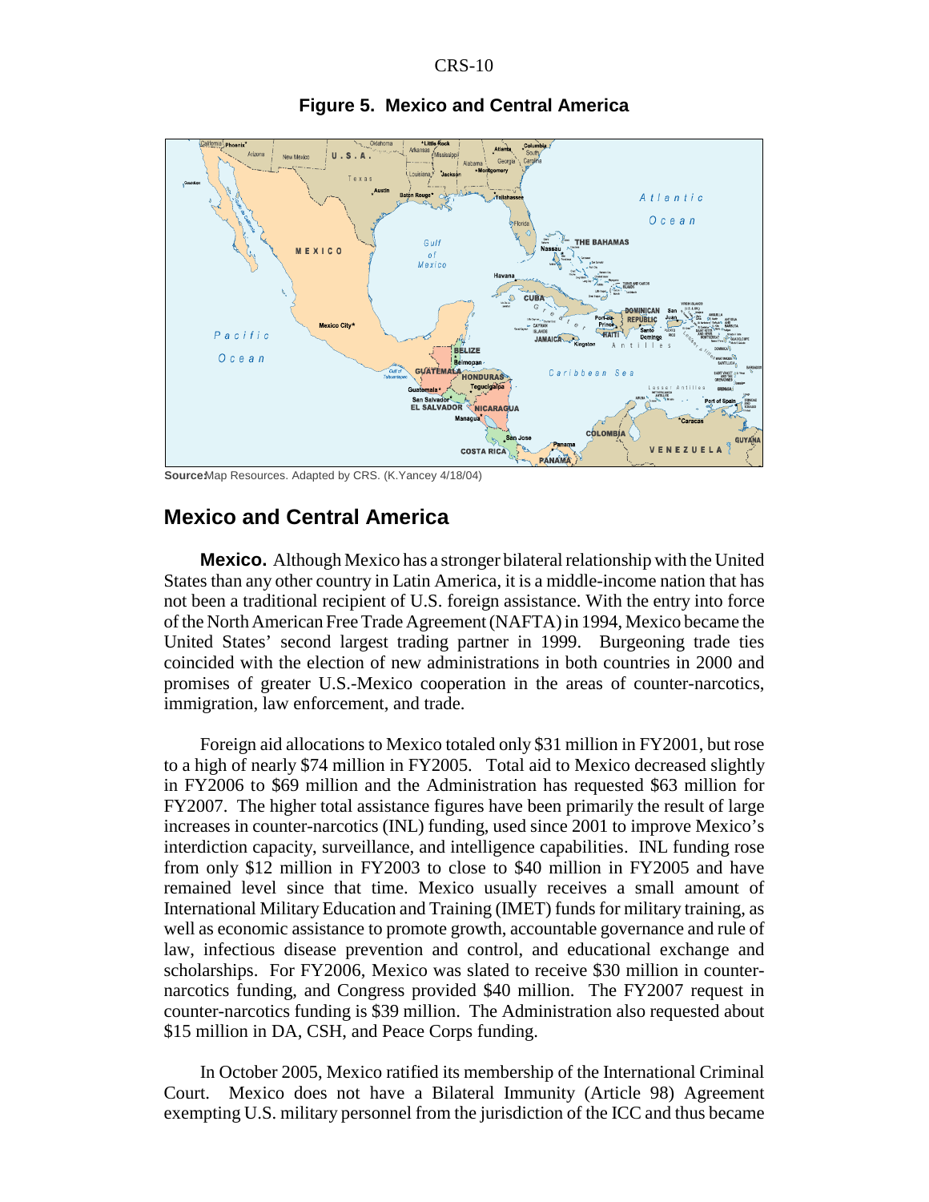**Figure 5. Mexico and Central America**

**Source:** Map Resources. Adapted by CRS. (K.Yancey 4/18/04)

## Mexico and Central America

**Mexico.** Although Mexico has a stronger bilateral relationship with the United States than any other country in Latin America, it is a middle-income nation that has not been a traditional recipient of U.S. foreign assistance. With the entry into force of the North American Free Trade Agreement (NAFTA) in 1994, Mexico became the United States' second largest trading partner in 1999. Burgeoning trade ties coincided with the election of new administrations in both countries in 2000 and promises of greater U.S.-Mexico cooperation in the areas of counter-narcotics, immigration, law enforcement, and trade.

Foreign aid allocations to Mexico totaled only $31 million in FY2001, but rose to a high of nearly $74 million in FY2005. Total aid to Mexico decreased slightly in FY2006 to $69 million and the Administration has requested $63 million for FY2007. The higher total assistance figures have been primarily the result of large increases in counter-narcotics (INL) funding, used since 2001 to improve Mexico's interdiction capacity, surveillance, and intelligence capabilities. INL funding rose from only $12 million in FY2003 to close to $40 million in FY2005 and have remained level since that time. Mexico usually receives a small amount of International Military Education and Training (IMET) funds for military training, as well as economic assistance to promote growth, accountable governance and rule of law, infectious disease prevention and control, and educational exchange and scholarships. For FY2006, Mexico was slated to receive $30 million in counter-narcotics funding, and Congress provided $40 million. The FY2007 request in counter-narcotics funding is $39 million. The Administration also requested about $15 million in DA, CSH, and Peace Corps funding.

In October 2005, Mexico ratified its membership of the International Criminal Court. Mexico does not have a Bilateral Immunity (Article 98) Agreement exempting U.S. military personnel from the jurisdiction of the ICC and thus became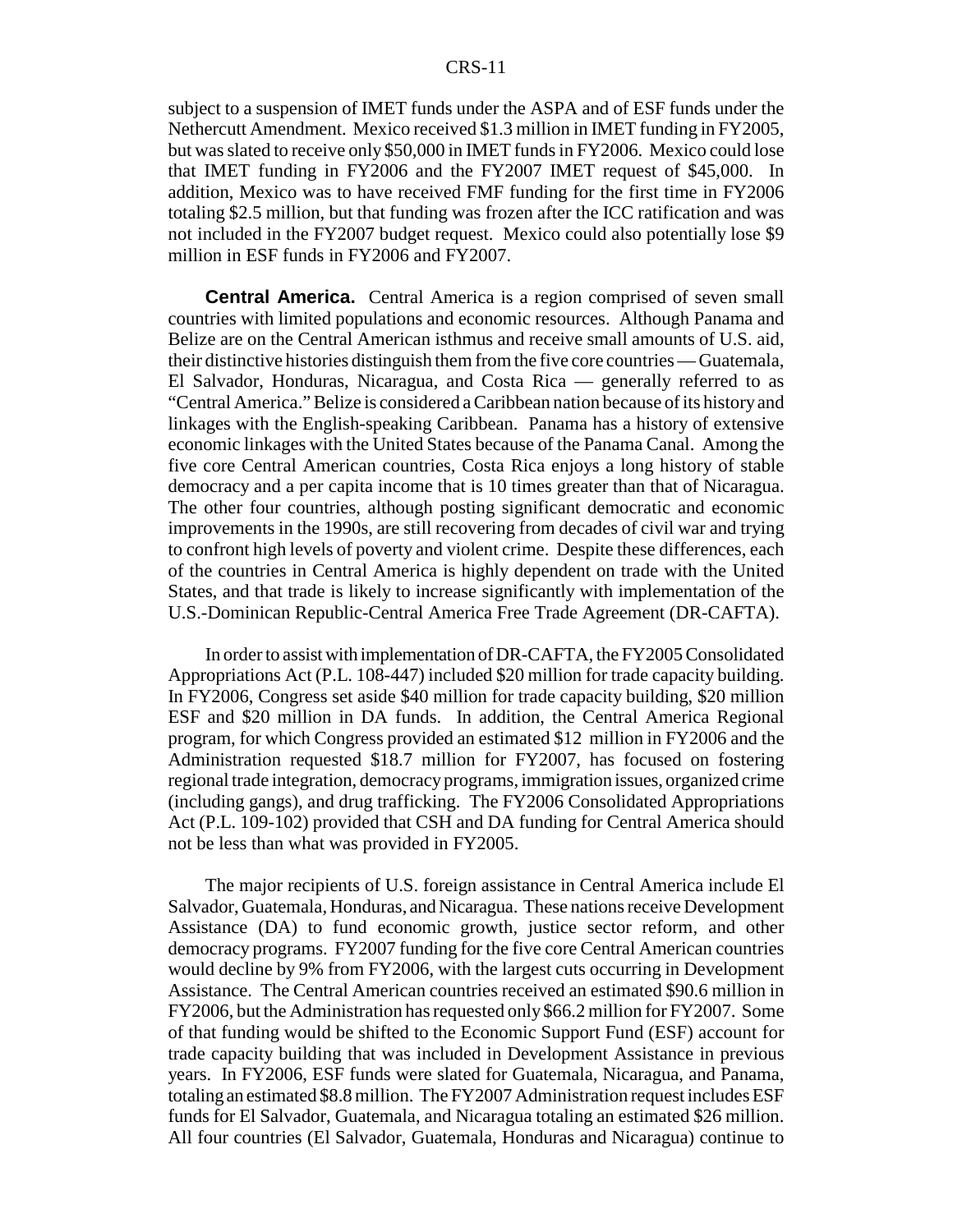subject to a suspension of IMET funds under the ASPA and of ESF funds under the Nethercutt Amendment. Mexico received $1.3 million in IMET funding in FY2005, but was slated to receive only $50,000 in IMET funds in FY2006. Mexico could lose that IMET funding in FY2006 and the FY2007 IMET request of $45,000. In addition, Mexico was to have received FMF funding for the first time in FY2006 totaling $2.5 million, but that funding was frozen after the ICC ratification and was not included in the FY2007 budget request. Mexico could also potentially lose $9 million in ESF funds in FY2006 and FY2007.

**Central America.** Central America is a region comprised of seven small countries with limited populations and economic resources. Although Panama and Belize are on the Central American isthmus and receive small amounts of U.S. aid, their distinctive histories distinguish them from the five core countries — Guatemala, El Salvador, Honduras, Nicaragua, and Costa Rica — generally referred to as "Central America." Belize is considered a Caribbean nation because of its history and linkages with the English-speaking Caribbean. Panama has a history of extensive economic linkages with the United States because of the Panama Canal. Among the five core Central American countries, Costa Rica enjoys a long history of stable democracy and a per capita income that is 10 times greater than that of Nicaragua. The other four countries, although posting significant democratic and economic improvements in the 1990s, are still recovering from decades of civil war and trying to confront high levels of poverty and violent crime. Despite these differences, each of the countries in Central America is highly dependent on trade with the United States, and that trade is likely to increase significantly with implementation of the U.S.-Dominican Republic-Central America Free Trade Agreement (DR-CAFTA).

In order to assist with implementation of DR-CAFTA, the FY2005 Consolidated Appropriations Act (P.L. 108-447) included $20 million for trade capacity building. In FY2006, Congress set aside $40 million for trade capacity building, $20 million ESF and $20 million in DA funds. In addition, the Central America Regional program, for which Congress provided an estimated $12 million in FY2006 and the Administration requested $18.7 million for FY2007, has focused on fostering regional trade integration, democracy programs, immigration issues, organized crime (including gangs), and drug trafficking. The FY2006 Consolidated Appropriations Act (P.L. 109-102) provided that CSH and DA funding for Central America should not be less than what was provided in FY2005.

The major recipients of U.S. foreign assistance in Central America include El Salvador, Guatemala, Honduras, and Nicaragua. These nations receive Development Assistance (DA) to fund economic growth, justice sector reform, and other democracy programs. FY2007 funding for the five core Central American countries would decline by 9% from FY2006, with the largest cuts occurring in Development Assistance. The Central American countries received an estimated $90.6 million in FY2006, but the Administration has requested only $66.2 million for FY2007. Some of that funding would be shifted to the Economic Support Fund (ESF) account for trade capacity building that was included in Development Assistance in previous years. In FY2006, ESF funds were slated for Guatemala, Nicaragua, and Panama, totaling an estimated $8.8 million. The FY2007 Administration request includes ESF funds for El Salvador, Guatemala, and Nicaragua totaling an estimated $26 million. All four countries (El Salvador, Guatemala, Honduras and Nicaragua) continue to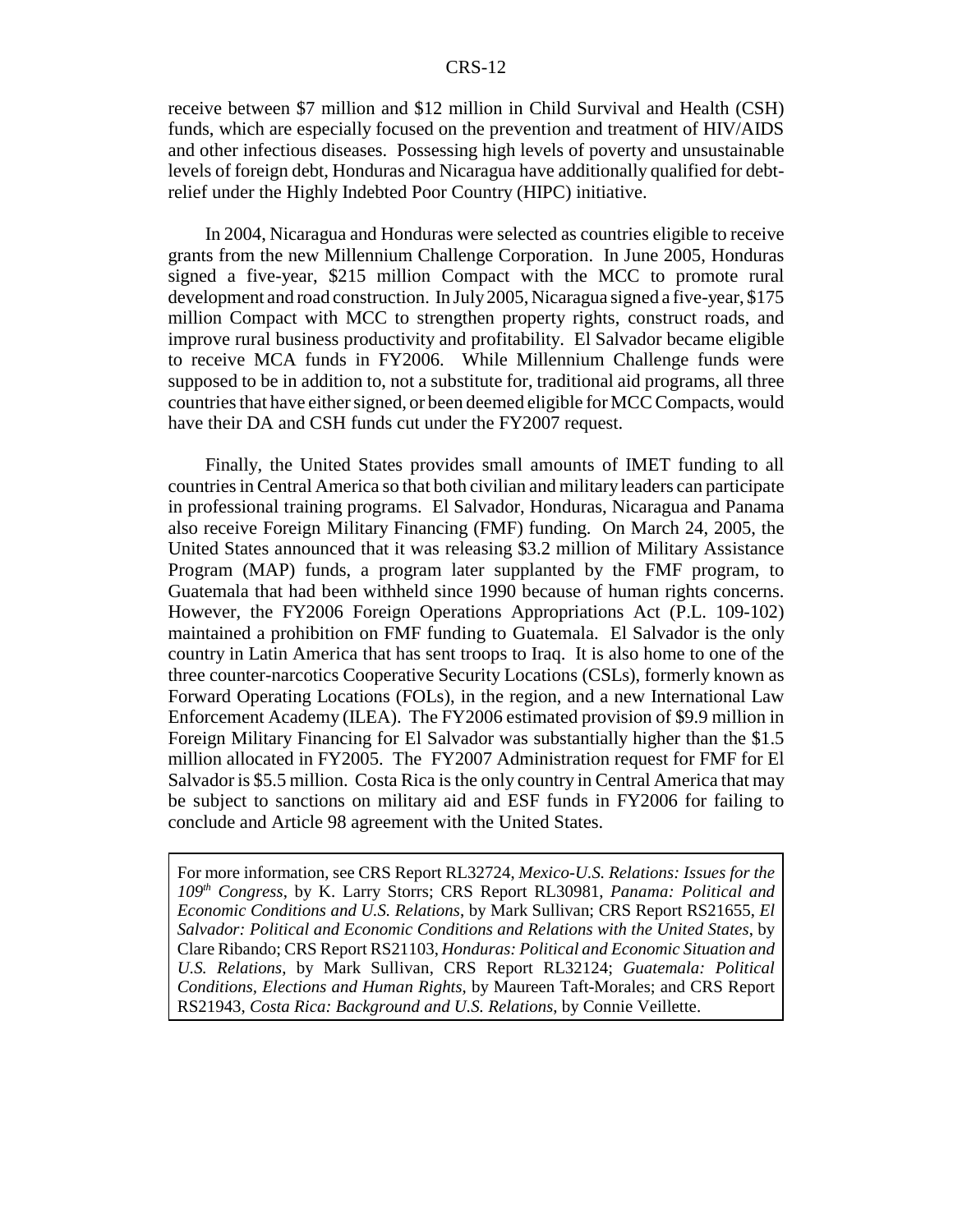receive between \$7 million and \$12 million in Child Survival and Health (CSH) funds, which are especially focused on the prevention and treatment of HIV/AIDS and other infectious diseases. Possessing high levels of poverty and unsustainable levels of foreign debt, Honduras and Nicaragua have additionally qualified for debt-relief under the Highly Indebted Poor Country (HIPC) initiative.

In 2004, Nicaragua and Honduras were selected as countries eligible to receive grants from the new Millennium Challenge Corporation. In June 2005, Honduras signed a five-year, \$215 million Compact with the MCC to promote rural development and road construction. In July 2005, Nicaragua signed a five-year, \$175 million Compact with MCC to strengthen property rights, construct roads, and improve rural business productivity and profitability. El Salvador became eligible to receive MCA funds in FY2006. While Millennium Challenge funds were supposed to be in addition to, not a substitute for, traditional aid programs, all three countries that have either signed, or been deemed eligible for MCC Compacts, would have their DA and CSH funds cut under the FY2007 request.

Finally, the United States provides small amounts of IMET funding to all countries in Central America so that both civilian and military leaders can participate in professional training programs. El Salvador, Honduras, Nicaragua and Panama also receive Foreign Military Financing (FMF) funding. On March 24, 2005, the United States announced that it was releasing \$3.2 million of Military Assistance Program (MAP) funds, a program later supplanted by the FMF program, to Guatemala that had been withheld since 1990 because of human rights concerns. However, the FY2006 Foreign Operations Appropriations Act (P.L. 109-102) maintained a prohibition on FMF funding to Guatemala. El Salvador is the only country in Latin America that has sent troops to Iraq. It is also home to one of the three counter-narcotics Cooperative Security Locations (CSLs), formerly known as Forward Operating Locations (FOLs), in the region, and a new International Law Enforcement Academy (ILEA). The FY2006 estimated provision of \$9.9 million in Foreign Military Financing for El Salvador was substantially higher than the \$1.5 million allocated in FY2005. The FY2007 Administration request for FMF for El Salvador is \$5.5 million. Costa Rica is the only country in Central America that may be subject to sanctions on military aid and ESF funds in FY2006 for failing to conclude and Article 98 agreement with the United States.

For more information, see CRS Report RL32724, *Mexico-U.S. Relations: Issues for the 109th Congress*, by K. Larry Storrs; CRS Report RL30981, *Panama: Political and Economic Conditions and U.S. Relations*, by Mark Sullivan; CRS Report RS21655, *El Salvador: Political and Economic Conditions and Relations with the United States*, by Clare Ribando; CRS Report RS21103, *Honduras: Political and Economic Situation and U.S. Relations*, by Mark Sullivan, CRS Report RL32124; *Guatemala: Political Conditions, Elections and Human Rights*, by Maureen Taft-Morales; and CRS Report RS21943, *Costa Rica: Background and U.S. Relations*, by Connie Veillette.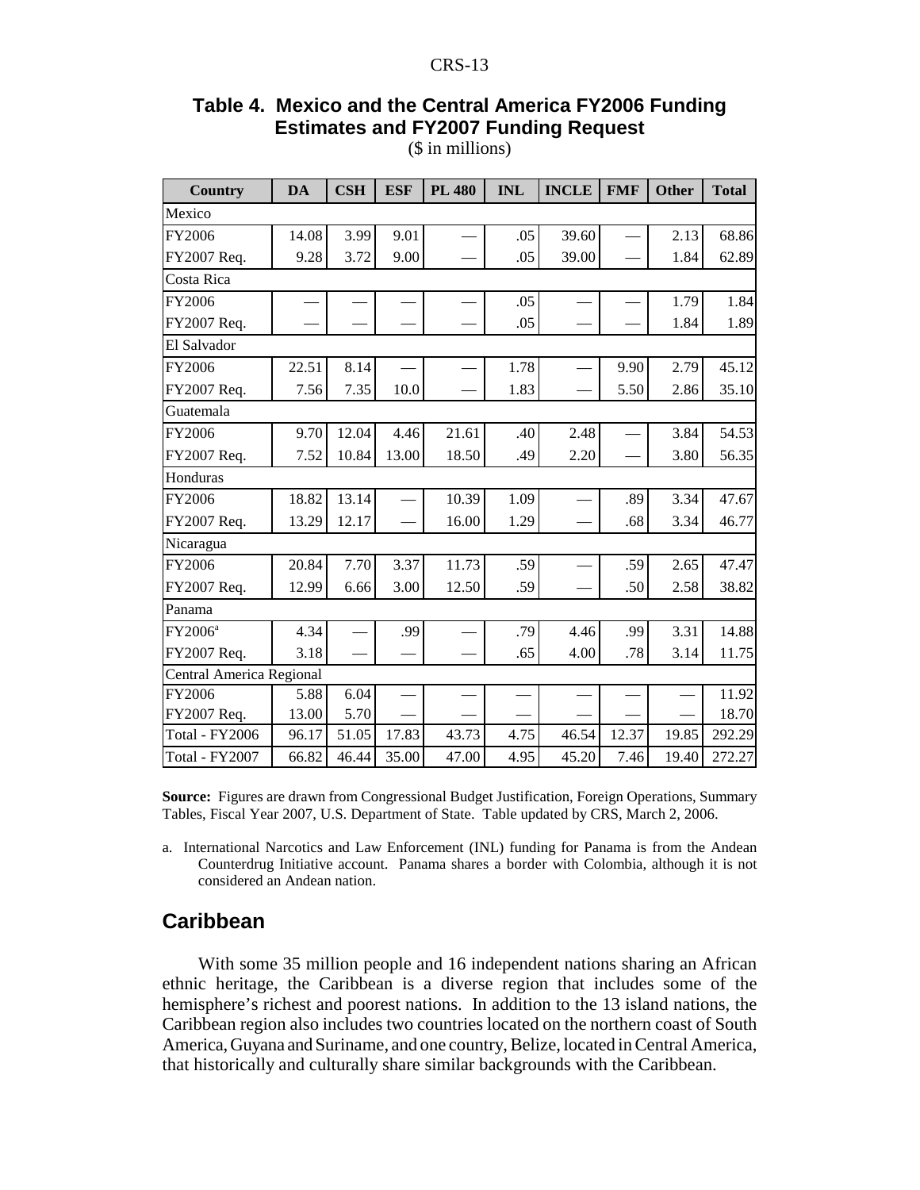## Table 4. Mexico and the Central America FY2006 Funding Estimates and FY2007 Funding Request

($ in millions)

| Country | DA | CSH | ESF | PL 480 | INL | INCLE | FMF | Other | Total |
|---|---|---|---|---|---|---|---|---|---|
| Mexico | | | | | | | | | |
| FY2006 | 14.08 | 3.99 | 9.01 | — | .05 | 39.60 | — | 2.13 | 68.86 |
| FY2007 Req. | 9.28 | 3.72 | 9.00 | — | .05 | 39.00 | — | 1.84 | 62.89 |
| Costa Rica | | | | | | | | | |
| FY2006 | — | — | — | — | .05 | — | — | 1.79 | 1.84 |
| FY2007 Req. | — | — | — | — | .05 | — | — | 1.84 | 1.89 |
| El Salvador | | | | | | | | | |
| FY2006 | 22.51 | 8.14 | — | — | 1.78 | — | 9.90 | 2.79 | 45.12 |
| FY2007 Req. | 7.56 | 7.35 | 10.0 | — | 1.83 | — | 5.50 | 2.86 | 35.10 |
| Guatemala | | | | | | | | | |
| FY2006 | 9.70 | 12.04 | 4.46 | 21.61 | .40 | 2.48 | — | 3.84 | 54.53 |
| FY2007 Req. | 7.52 | 10.84 | 13.00 | 18.50 | .49 | 2.20 | — | 3.80 | 56.35 |
| Honduras | | | | | | | | | |
| FY2006 | 18.82 | 13.14 | — | 10.39 | 1.09 | — | .89 | 3.34 | 47.67 |
| FY2007 Req. | 13.29 | 12.17 | — | 16.00 | 1.29 | — | .68 | 3.34 | 46.77 |
| Nicaragua | | | | | | | | | |
| FY2006 | 20.84 | 7.70 | 3.37 | 11.73 | .59 | — | .59 | 2.65 | 47.47 |
| FY2007 Req. | 12.99 | 6.66 | 3.00 | 12.50 | .59 | — | .50 | 2.58 | 38.82 |
| Panama | | | | | | | | | |
| FY2006[a] | 4.34 | — | .99 | — | .79 | 4.46 | .99 | 3.31 | 14.88 |
| FY2007 Req. | 3.18 | — | — | — | .65 | 4.00 | .78 | 3.14 | 11.75 |
| Central America Regional | | | | | | | | | |
| FY2006 | 5.88 | 6.04 | — | — | — | — | — | — | 11.92 |
| FY2007 Req. | 13.00 | 5.70 | — | — | — | — | — | — | 18.70 |
| Total - FY2006 | 96.17 | 51.05 | 17.83 | 43.73 | 4.75 | 46.54 | 12.37 | 19.85 | 292.29 |
| Total - FY2007 | 66.82 | 46.44 | 35.00 | 47.00 | 4.95 | 45.20 | 7.46 | 19.40 | 272.27 |

**Source:** Figures are drawn from Congressional Budget Justification, Foreign Operations, Summary Tables, Fiscal Year 2007, U.S. Department of State. Table updated by CRS, March 2, 2006.

a. International Narcotics and Law Enforcement (INL) funding for Panama is from the Andean Counterdrug Initiative account. Panama shares a border with Colombia, although it is not considered an Andean nation.

## Caribbean

With some 35 million people and 16 independent nations sharing an African ethnic heritage, the Caribbean is a diverse region that includes some of the hemisphere's richest and poorest nations. In addition to the 13 island nations, the Caribbean region also includes two countries located on the northern coast of South America, Guyana and Suriname, and one country, Belize, located in Central America, that historically and culturally share similar backgrounds with the Caribbean.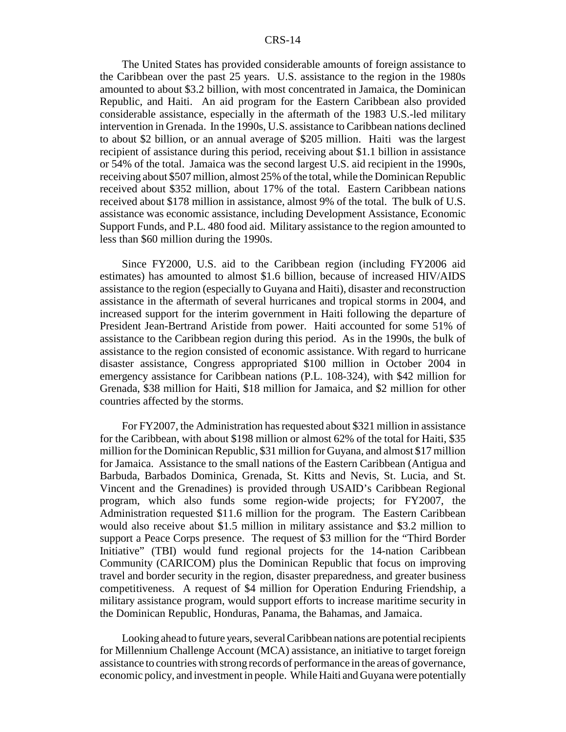The United States has provided considerable amounts of foreign assistance to the Caribbean over the past 25 years. U.S. assistance to the region in the 1980s amounted to about $3.2 billion, with most concentrated in Jamaica, the Dominican Republic, and Haiti. An aid program for the Eastern Caribbean also provided considerable assistance, especially in the aftermath of the 1983 U.S.-led military intervention in Grenada. In the 1990s, U.S. assistance to Caribbean nations declined to about $2 billion, or an annual average of $205 million. Haiti was the largest recipient of assistance during this period, receiving about $1.1 billion in assistance or 54% of the total. Jamaica was the second largest U.S. aid recipient in the 1990s, receiving about $507 million, almost 25% of the total, while the Dominican Republic received about $352 million, about 17% of the total. Eastern Caribbean nations received about $178 million in assistance, almost 9% of the total. The bulk of U.S. assistance was economic assistance, including Development Assistance, Economic Support Funds, and P.L. 480 food aid. Military assistance to the region amounted to less than $60 million during the 1990s.

Since FY2000, U.S. aid to the Caribbean region (including FY2006 aid estimates) has amounted to almost $1.6 billion, because of increased HIV/AIDS assistance to the region (especially to Guyana and Haiti), disaster and reconstruction assistance in the aftermath of several hurricanes and tropical storms in 2004, and increased support for the interim government in Haiti following the departure of President Jean-Bertrand Aristide from power. Haiti accounted for some 51% of assistance to the Caribbean region during this period. As in the 1990s, the bulk of assistance to the region consisted of economic assistance. With regard to hurricane disaster assistance, Congress appropriated $100 million in October 2004 in emergency assistance for Caribbean nations (P.L. 108-324), with $42 million for Grenada, $38 million for Haiti, $18 million for Jamaica, and $2 million for other countries affected by the storms.

For FY2007, the Administration has requested about $321 million in assistance for the Caribbean, with about $198 million or almost 62% of the total for Haiti, $35 million for the Dominican Republic, $31 million for Guyana, and almost $17 million for Jamaica. Assistance to the small nations of the Eastern Caribbean (Antigua and Barbuda, Barbados Dominica, Grenada, St. Kitts and Nevis, St. Lucia, and St. Vincent and the Grenadines) is provided through USAID's Caribbean Regional program, which also funds some region-wide projects; for FY2007, the Administration requested $11.6 million for the program. The Eastern Caribbean would also receive about $1.5 million in military assistance and $3.2 million to support a Peace Corps presence. The request of $3 million for the "Third Border Initiative" (TBI) would fund regional projects for the 14-nation Caribbean Community (CARICOM) plus the Dominican Republic that focus on improving travel and border security in the region, disaster preparedness, and greater business competitiveness. A request of $4 million for Operation Enduring Friendship, a military assistance program, would support efforts to increase maritime security in the Dominican Republic, Honduras, Panama, the Bahamas, and Jamaica.

Looking ahead to future years, several Caribbean nations are potential recipients for Millennium Challenge Account (MCA) assistance, an initiative to target foreign assistance to countries with strong records of performance in the areas of governance, economic policy, and investment in people. While Haiti and Guyana were potentially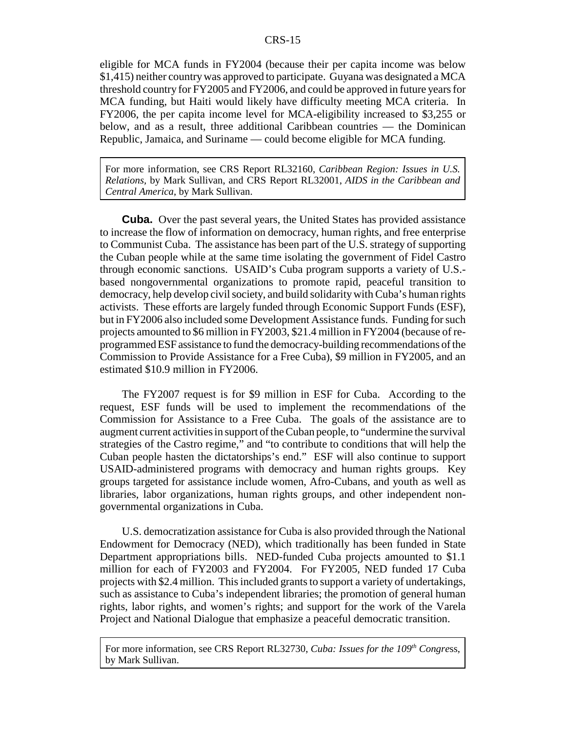eligible for MCA funds in FY2004 (because their per capita income was below $1,415) neither country was approved to participate. Guyana was designated a MCA threshold country for FY2005 and FY2006, and could be approved in future years for MCA funding, but Haiti would likely have difficulty meeting MCA criteria. In FY2006, the per capita income level for MCA-eligibility increased to $3,255 or below, and as a result, three additional Caribbean countries — the Dominican Republic, Jamaica, and Suriname — could become eligible for MCA funding.

> For more information, see CRS Report RL32160, *Caribbean Region: Issues in U.S. Relations*, by Mark Sullivan, and CRS Report RL32001, *AIDS in the Caribbean and Central America*, by Mark Sullivan.

**Cuba.** Over the past several years, the United States has provided assistance to increase the flow of information on democracy, human rights, and free enterprise to Communist Cuba. The assistance has been part of the U.S. strategy of supporting the Cuban people while at the same time isolating the government of Fidel Castro through economic sanctions. USAID's Cuba program supports a variety of U.S.-based nongovernmental organizations to promote rapid, peaceful transition to democracy, help develop civil society, and build solidarity with Cuba's human rights activists. These efforts are largely funded through Economic Support Funds (ESF), but in FY2006 also included some Development Assistance funds. Funding for such projects amounted to $6 million in FY2003, $21.4 million in FY2004 (because of re-programmed ESF assistance to fund the democracy-building recommendations of the Commission to Provide Assistance for a Free Cuba), $9 million in FY2005, and an estimated $10.9 million in FY2006.

The FY2007 request is for $9 million in ESF for Cuba. According to the request, ESF funds will be used to implement the recommendations of the Commission for Assistance to a Free Cuba. The goals of the assistance are to augment current activities in support of the Cuban people, to "undermine the survival strategies of the Castro regime," and "to contribute to conditions that will help the Cuban people hasten the dictatorships's end." ESF will also continue to support USAID-administered programs with democracy and human rights groups. Key groups targeted for assistance include women, Afro-Cubans, and youth as well as libraries, labor organizations, human rights groups, and other independent non-governmental organizations in Cuba.

U.S. democratization assistance for Cuba is also provided through the National Endowment for Democracy (NED), which traditionally has been funded in State Department appropriations bills. NED-funded Cuba projects amounted to $1.1 million for each of FY2003 and FY2004. For FY2005, NED funded 17 Cuba projects with $2.4 million. This included grants to support a variety of undertakings, such as assistance to Cuba's independent libraries; the promotion of general human rights, labor rights, and women's rights; and support for the work of the Varela Project and National Dialogue that emphasize a peaceful democratic transition.

> For more information, see CRS Report RL32730, *Cuba: Issues for the 109th Congress*, by Mark Sullivan.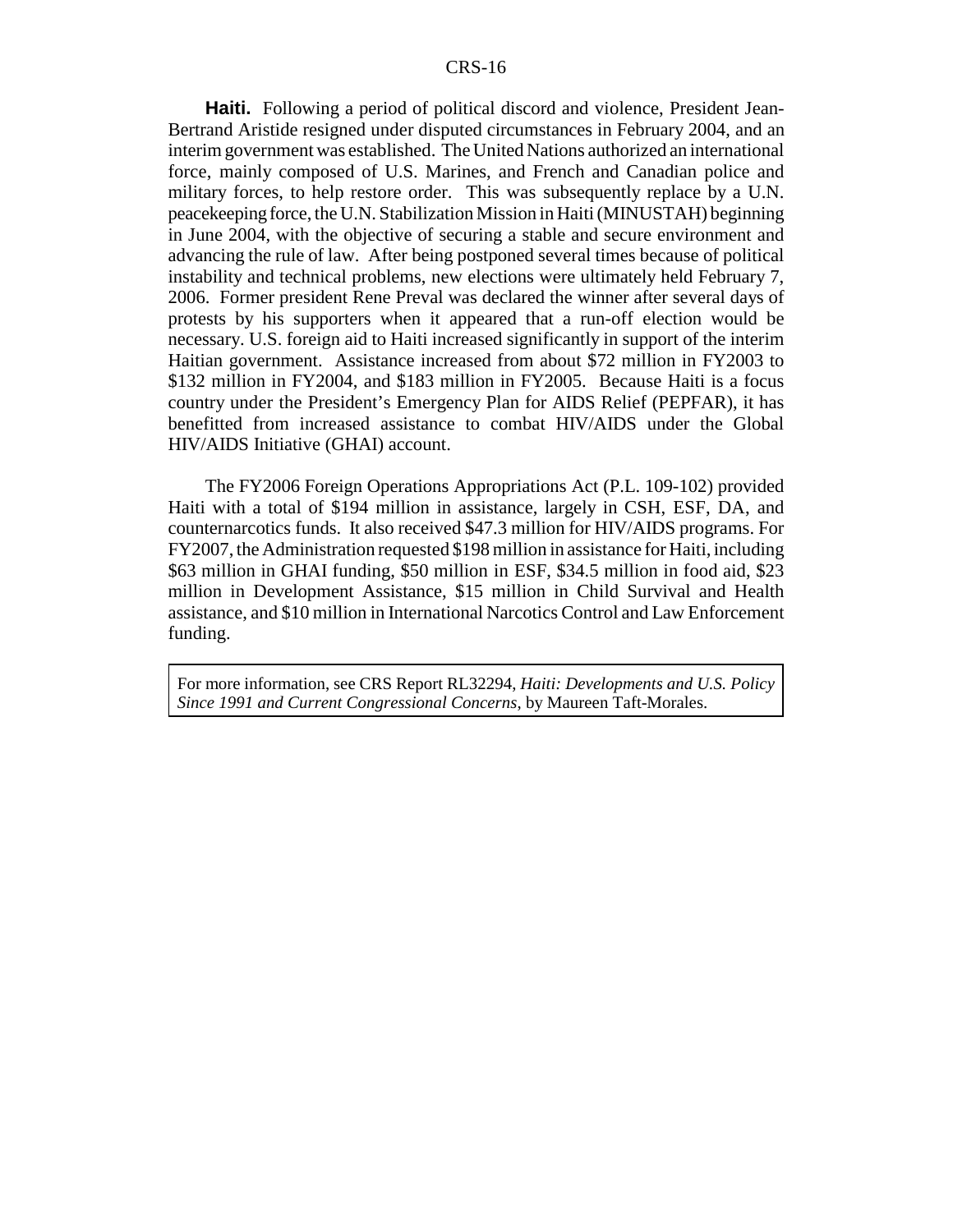**Haiti.** Following a period of political discord and violence, President Jean-Bertrand Aristide resigned under disputed circumstances in February 2004, and an interim government was established. The United Nations authorized an international force, mainly composed of U.S. Marines, and French and Canadian police and military forces, to help restore order. This was subsequently replace by a U.N. peacekeeping force, the U.N. Stabilization Mission in Haiti (MINUSTAH) beginning in June 2004, with the objective of securing a stable and secure environment and advancing the rule of law. After being postponed several times because of political instability and technical problems, new elections were ultimately held February 7, 2006. Former president Rene Preval was declared the winner after several days of protests by his supporters when it appeared that a run-off election would be necessary. U.S. foreign aid to Haiti increased significantly in support of the interim Haitian government. Assistance increased from about $72 million in FY2003 to $132 million in FY2004, and $183 million in FY2005. Because Haiti is a focus country under the President's Emergency Plan for AIDS Relief (PEPFAR), it has benefitted from increased assistance to combat HIV/AIDS under the Global HIV/AIDS Initiative (GHAI) account.

The FY2006 Foreign Operations Appropriations Act (P.L. 109-102) provided Haiti with a total of $194 million in assistance, largely in CSH, ESF, DA, and counternarcotics funds. It also received $47.3 million for HIV/AIDS programs. For FY2007, the Administration requested $198 million in assistance for Haiti, including $63 million in GHAI funding, $50 million in ESF, $34.5 million in food aid, $23 million in Development Assistance, $15 million in Child Survival and Health assistance, and $10 million in International Narcotics Control and Law Enforcement funding.

For more information, see CRS Report RL32294, *Haiti: Developments and U.S. Policy Since 1991 and Current Congressional Concerns*, by Maureen Taft-Morales.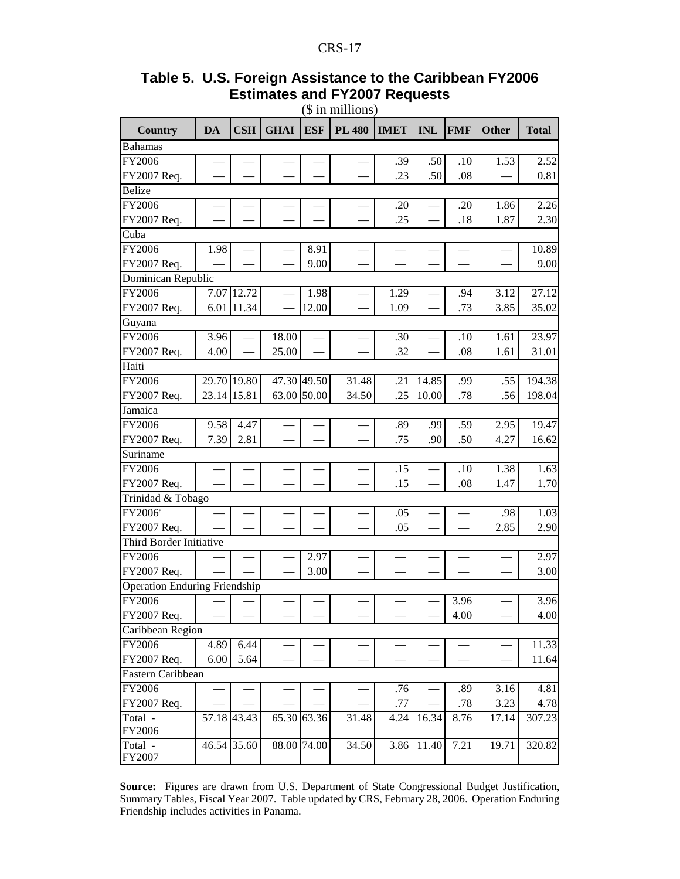**Table 5. U.S. Foreign Assistance to the Caribbean FY2006 Estimates and FY2007 Requests**

($ in millions)

| Country | DA | CSH | GHAI | ESF | PL 480 | IMET | INL | FMF | Other | Total |
|---|---|---|---|---|---|---|---|---|---|---|
| Bahamas | | | | | | | | | | |
| FY2006 | — | — | — | — | — | .39 | .50 | .10 | 1.53 | 2.52 |
| FY2007 Req. | — | — | — | — | — | .23 | .50 | .08 | — | 0.81 |
| Belize | | | | | | | | | | |
| FY2006 | — | — | — | — | — | .20 | — | .20 | 1.86 | 2.26 |
| FY2007 Req. | — | — | — | — | — | .25 | — | .18 | 1.87 | 2.30 |
| Cuba | | | | | | | | | | |
| FY2006 | 1.98 | — | — | 8.91 | — | — | — | — | — | 10.89 |
| FY2007 Req. | — | — | — | 9.00 | — | — | — | — | — | 9.00 |
| Dominican Republic | | | | | | | | | | |
| FY2006 | 7.07 | 12.72 | — | 1.98 | — | 1.29 | — | .94 | 3.12 | 27.12 |
| FY2007 Req. | 6.01 | 11.34 | — | 12.00 | — | 1.09 | — | .73 | 3.85 | 35.02 |
| Guyana | | | | | | | | | | |
| FY2006 | 3.96 | — | 18.00 | — | — | .30 | — | .10 | 1.61 | 23.97 |
| FY2007 Req. | 4.00 | — | 25.00 | — | — | .32 | — | .08 | 1.61 | 31.01 |
| Haiti | | | | | | | | | | |
| FY2006 | 29.70 | 19.80 | 47.30 | 49.50 | 31.48 | .21 | 14.85 | .99 | .55 | 194.38 |
| FY2007 Req. | 23.14 | 15.81 | 63.00 | 50.00 | 34.50 | .25 | 10.00 | .78 | .56 | 198.04 |
| Jamaica | | | | | | | | | | |
| FY2006 | 9.58 | 4.47 | — | — | — | .89 | .99 | .59 | 2.95 | 19.47 |
| FY2007 Req. | 7.39 | 2.81 | — | — | — | .75 | .90 | .50 | 4.27 | 16.62 |
| Suriname | | | | | | | | | | |
| FY2006 | — | — | — | — | — | .15 | — | .10 | 1.38 | 1.63 |
| FY2007 Req. | — | — | — | — | — | .15 | — | .08 | 1.47 | 1.70 |
| Trinidad & Tobago | | | | | | | | | | |
| FY2006[a] | — | — | — | — | — | .05 | — | — | .98 | 1.03 |
| FY2007 Req. | — | — | — | — | — | .05 | — | — | 2.85 | 2.90 |
| Third Border Initiative | | | | | | | | | | |
| FY2006 | — | — | — | 2.97 | — | — | — | — | — | 2.97 |
| FY2007 Req. | — | — | — | 3.00 | — | — | — | — | — | 3.00 |
| Operation Enduring Friendship | | | | | | | | | | |
| FY2006 | — | — | — | — | — | — | — | 3.96 | — | 3.96 |
| FY2007 Req. | — | — | — | — | — | — | — | 4.00 | — | 4.00 |
| Caribbean Region | | | | | | | | | | |
| FY2006 | 4.89 | 6.44 | — | — | — | — | — | — | — | 11.33 |
| FY2007 Req. | 6.00 | 5.64 | — | — | — | — | — | — | — | 11.64 |
| Eastern Caribbean | | | | | | | | | | |
| FY2006 | — | — | — | — | — | .76 | — | .89 | 3.16 | 4.81 |
| FY2007 Req. | — | — | — | — | — | .77 | — | .78 | 3.23 | 4.78 |
| Total - FY2006 | 57.18 | 43.43 | 65.30 | 63.36 | 31.48 | 4.24 | 16.34 | 8.76 | 17.14 | 307.23 |
| Total - FY2007 | 46.54 | 35.60 | 88.00 | 74.00 | 34.50 | 3.86 | 11.40 | 7.21 | 19.71 | 320.82 |

**Source:** Figures are drawn from U.S. Department of State Congressional Budget Justification, Summary Tables, Fiscal Year 2007. Table updated by CRS, February 28, 2006. Operation Enduring Friendship includes activities in Panama.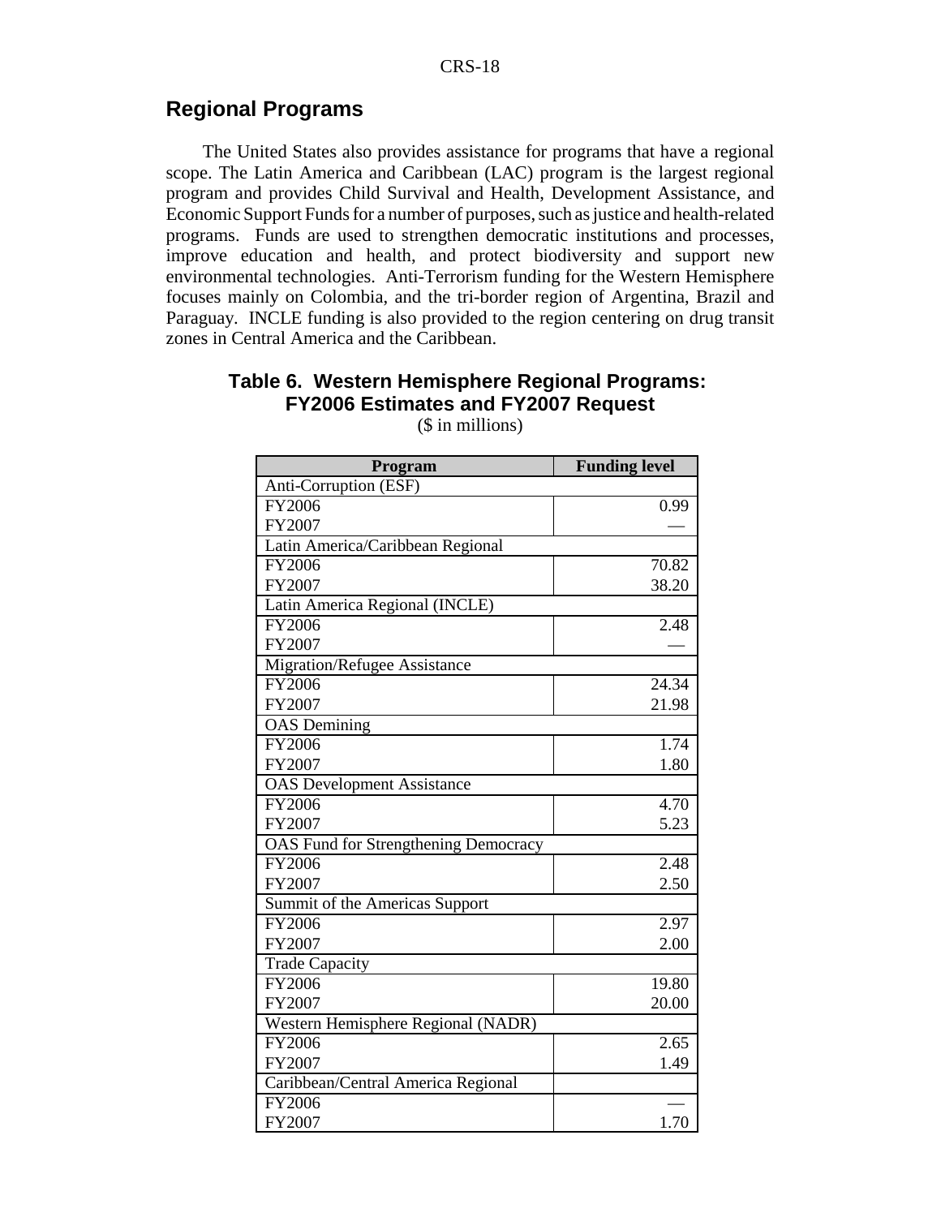## Regional Programs

The United States also provides assistance for programs that have a regional scope. The Latin America and Caribbean (LAC) program is the largest regional program and provides Child Survival and Health, Development Assistance, and Economic Support Funds for a number of purposes, such as justice and health-related programs. Funds are used to strengthen democratic institutions and processes, improve education and health, and protect biodiversity and support new environmental technologies. Anti-Terrorism funding for the Western Hemisphere focuses mainly on Colombia, and the tri-border region of Argentina, Brazil and Paraguay. INCLE funding is also provided to the region centering on drug transit zones in Central America and the Caribbean.

**Table 6. Western Hemisphere Regional Programs: FY2006 Estimates and FY2007 Request**

($ in millions)

| Program | Funding level |
|---|---|
| Anti-Corruption (ESF) | |
| FY2006 | 0.99 |
| FY2007 | — |
| Latin America/Caribbean Regional | |
| FY2006 | 70.82 |
| FY2007 | 38.20 |
| Latin America Regional (INCLE) | |
| FY2006 | 2.48 |
| FY2007 | — |
| Migration/Refugee Assistance | |
| FY2006 | 24.34 |
| FY2007 | 21.98 |
| OAS Demining | |
| FY2006 | 1.74 |
| FY2007 | 1.80 |
| OAS Development Assistance | |
| FY2006 | 4.70 |
| FY2007 | 5.23 |
| OAS Fund for Strengthening Democracy | |
| FY2006 | 2.48 |
| FY2007 | 2.50 |
| Summit of the Americas Support | |
| FY2006 | 2.97 |
| FY2007 | 2.00 |
| Trade Capacity | |
| FY2006 | 19.80 |
| FY2007 | 20.00 |
| Western Hemisphere Regional (NADR) | |
| FY2006 | 2.65 |
| FY2007 | 1.49 |
| Caribbean/Central America Regional | |
| FY2006 | — |
| FY2007 | 1.70 |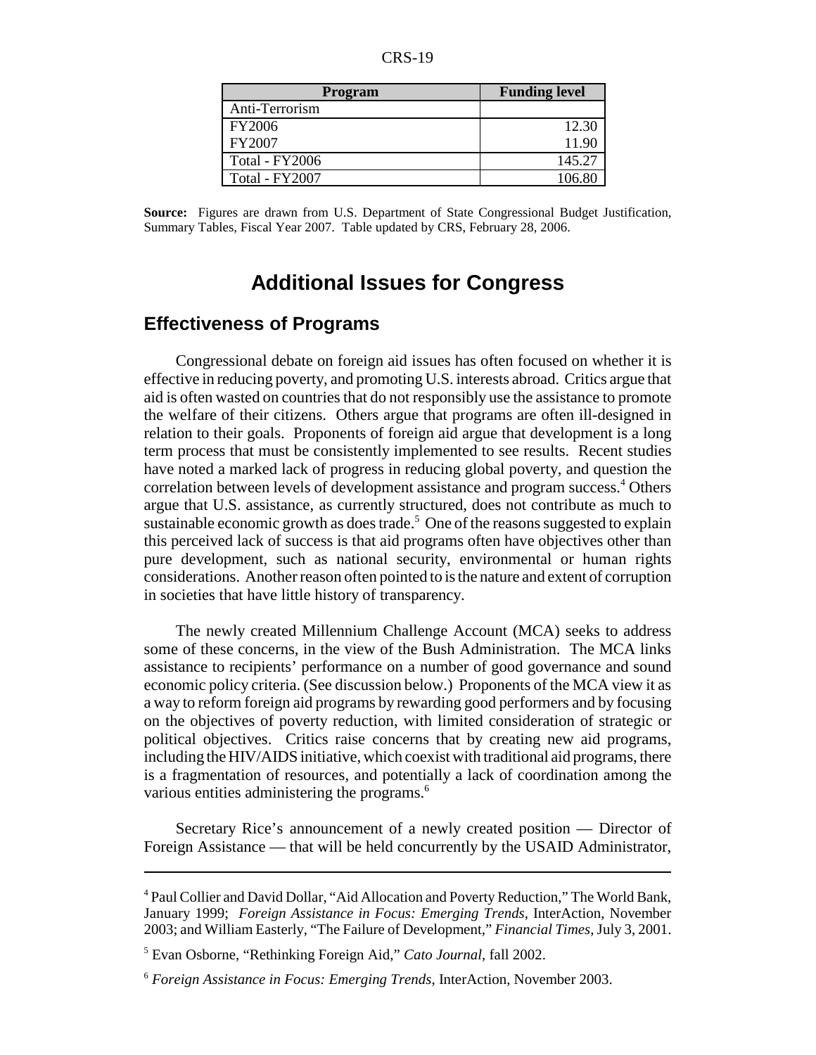| Program | Funding level |
|---|---|
| Anti-Terrorism | |
| FY2006 | 12.30 |
| FY2007 | 11.90 |
| Total - FY2006 | 145.27 |
| Total - FY2007 | 106.80 |

**Source:** Figures are drawn from U.S. Department of State Congressional Budget Justification, Summary Tables, Fiscal Year 2007. Table updated by CRS, February 28, 2006.

# Additional Issues for Congress

## Effectiveness of Programs

Congressional debate on foreign aid issues has often focused on whether it is effective in reducing poverty, and promoting U.S. interests abroad. Critics argue that aid is often wasted on countries that do not responsibly use the assistance to promote the welfare of their citizens. Others argue that programs are often ill-designed in relation to their goals. Proponents of foreign aid argue that development is a long term process that must be consistently implemented to see results. Recent studies have noted a marked lack of progress in reducing global poverty, and question the correlation between levels of development assistance and program success.[4] Others argue that U.S. assistance, as currently structured, does not contribute as much to sustainable economic growth as does trade.[5] One of the reasons suggested to explain this perceived lack of success is that aid programs often have objectives other than pure development, such as national security, environmental or human rights considerations. Another reason often pointed to is the nature and extent of corruption in societies that have little history of transparency.

The newly created Millennium Challenge Account (MCA) seeks to address some of these concerns, in the view of the Bush Administration. The MCA links assistance to recipients' performance on a number of good governance and sound economic policy criteria. (See discussion below.) Proponents of the MCA view it as a way to reform foreign aid programs by rewarding good performers and by focusing on the objectives of poverty reduction, with limited consideration of strategic or political objectives. Critics raise concerns that by creating new aid programs, including the HIV/AIDS initiative, which coexist with traditional aid programs, there is a fragmentation of resources, and potentially a lack of coordination among the various entities administering the programs.[6]

Secretary Rice's announcement of a newly created position — Director of Foreign Assistance — that will be held concurrently by the USAID Administrator,

---

[4] Paul Collier and David Dollar, "Aid Allocation and Poverty Reduction," The World Bank, January 1999; *Foreign Assistance in Focus: Emerging Trends*, InterAction, November 2003; and William Easterly, "The Failure of Development," *Financial Times*, July 3, 2001.

[5] Evan Osborne, "Rethinking Foreign Aid," *Cato Journal*, fall 2002.

[6] *Foreign Assistance in Focus: Emerging Trends*, InterAction, November 2003.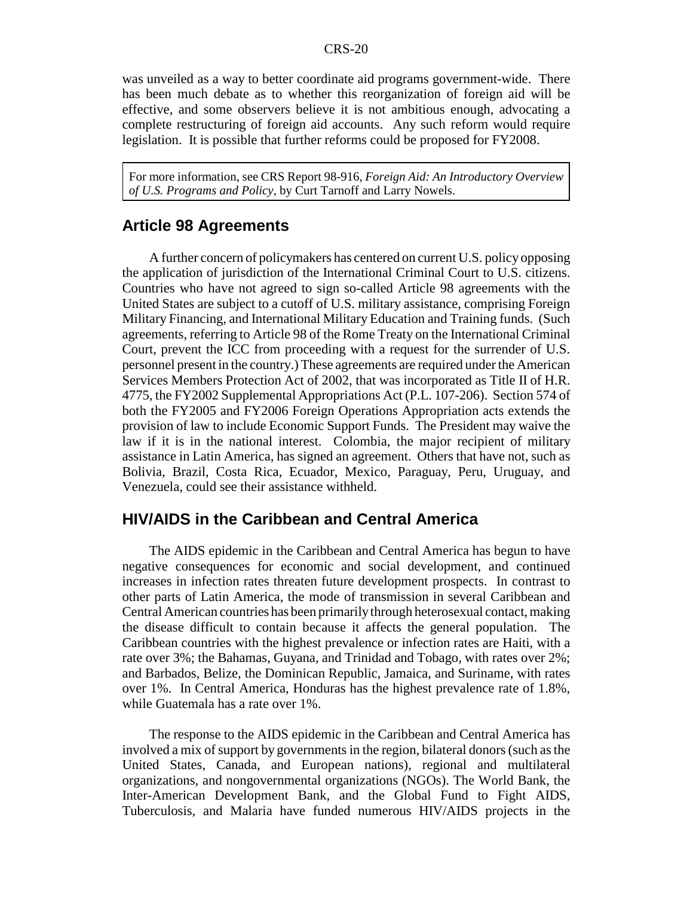was unveiled as a way to better coordinate aid programs government-wide. There has been much debate as to whether this reorganization of foreign aid will be effective, and some observers believe it is not ambitious enough, advocating a complete restructuring of foreign aid accounts. Any such reform would require legislation. It is possible that further reforms could be proposed for FY2008.

For more information, see CRS Report 98-916, *Foreign Aid: An Introductory Overview of U.S. Programs and Policy*, by Curt Tarnoff and Larry Nowels.

## Article 98 Agreements

A further concern of policymakers has centered on current U.S. policy opposing the application of jurisdiction of the International Criminal Court to U.S. citizens. Countries who have not agreed to sign so-called Article 98 agreements with the United States are subject to a cutoff of U.S. military assistance, comprising Foreign Military Financing, and International Military Education and Training funds. (Such agreements, referring to Article 98 of the Rome Treaty on the International Criminal Court, prevent the ICC from proceeding with a request for the surrender of U.S. personnel present in the country.) These agreements are required under the American Services Members Protection Act of 2002, that was incorporated as Title II of H.R. 4775, the FY2002 Supplemental Appropriations Act (P.L. 107-206). Section 574 of both the FY2005 and FY2006 Foreign Operations Appropriation acts extends the provision of law to include Economic Support Funds. The President may waive the law if it is in the national interest. Colombia, the major recipient of military assistance in Latin America, has signed an agreement. Others that have not, such as Bolivia, Brazil, Costa Rica, Ecuador, Mexico, Paraguay, Peru, Uruguay, and Venezuela, could see their assistance withheld.

## HIV/AIDS in the Caribbean and Central America

The AIDS epidemic in the Caribbean and Central America has begun to have negative consequences for economic and social development, and continued increases in infection rates threaten future development prospects. In contrast to other parts of Latin America, the mode of transmission in several Caribbean and Central American countries has been primarily through heterosexual contact, making the disease difficult to contain because it affects the general population. The Caribbean countries with the highest prevalence or infection rates are Haiti, with a rate over 3%; the Bahamas, Guyana, and Trinidad and Tobago, with rates over 2%; and Barbados, Belize, the Dominican Republic, Jamaica, and Suriname, with rates over 1%. In Central America, Honduras has the highest prevalence rate of 1.8%, while Guatemala has a rate over 1%.

The response to the AIDS epidemic in the Caribbean and Central America has involved a mix of support by governments in the region, bilateral donors (such as the United States, Canada, and European nations), regional and multilateral organizations, and nongovernmental organizations (NGOs). The World Bank, the Inter-American Development Bank, and the Global Fund to Fight AIDS, Tuberculosis, and Malaria have funded numerous HIV/AIDS projects in the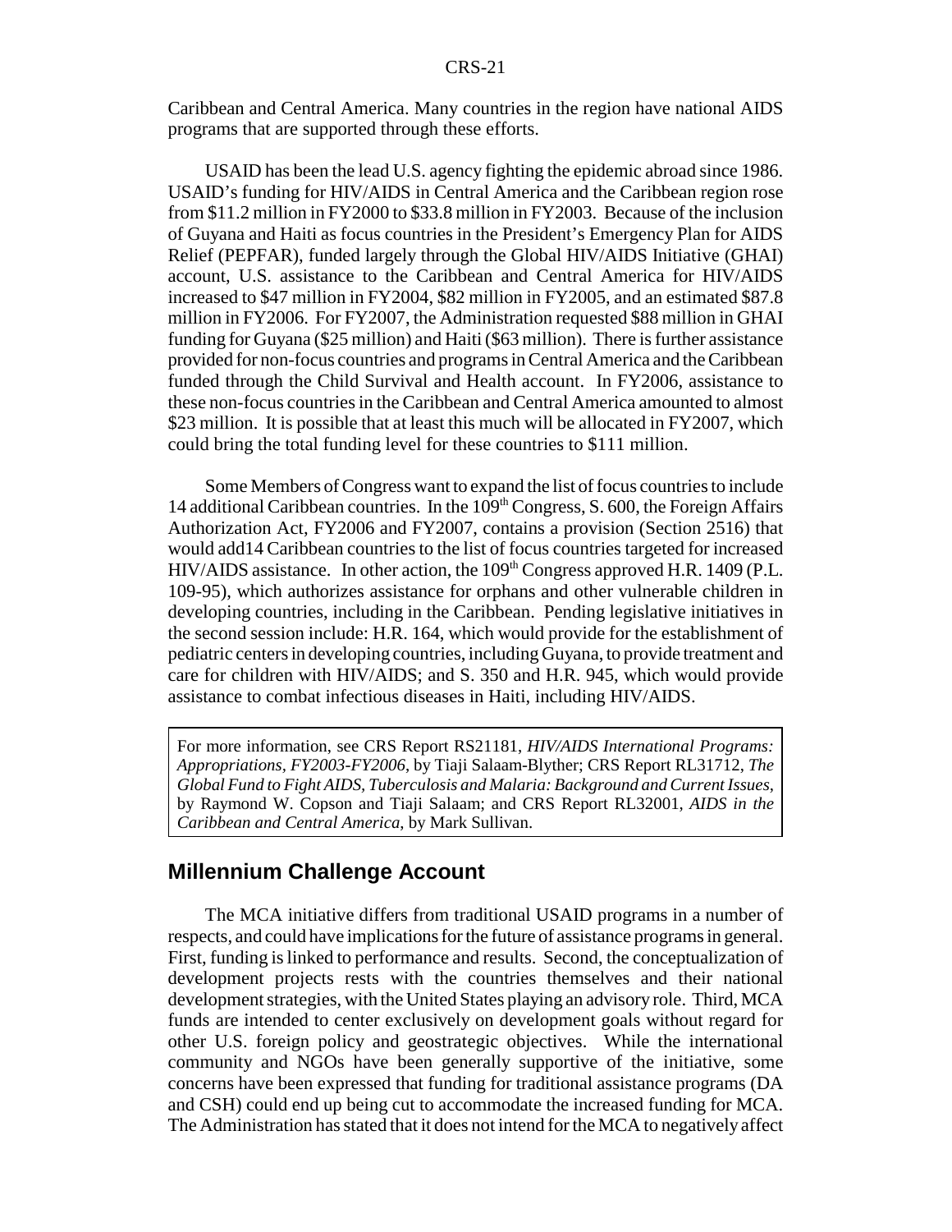Caribbean and Central America. Many countries in the region have national AIDS programs that are supported through these efforts.

USAID has been the lead U.S. agency fighting the epidemic abroad since 1986. USAID's funding for HIV/AIDS in Central America and the Caribbean region rose from $11.2 million in FY2000 to $33.8 million in FY2003. Because of the inclusion of Guyana and Haiti as focus countries in the President's Emergency Plan for AIDS Relief (PEPFAR), funded largely through the Global HIV/AIDS Initiative (GHAI) account, U.S. assistance to the Caribbean and Central America for HIV/AIDS increased to $47 million in FY2004, $82 million in FY2005, and an estimated $87.8 million in FY2006. For FY2007, the Administration requested $88 million in GHAI funding for Guyana ($25 million) and Haiti ($63 million). There is further assistance provided for non-focus countries and programs in Central America and the Caribbean funded through the Child Survival and Health account. In FY2006, assistance to these non-focus countries in the Caribbean and Central America amounted to almost $23 million. It is possible that at least this much will be allocated in FY2007, which could bring the total funding level for these countries to $111 million.

Some Members of Congress want to expand the list of focus countries to include 14 additional Caribbean countries. In the 109th Congress, S. 600, the Foreign Affairs Authorization Act, FY2006 and FY2007, contains a provision (Section 2516) that would add14 Caribbean countries to the list of focus countries targeted for increased HIV/AIDS assistance. In other action, the 109th Congress approved H.R. 1409 (P.L. 109-95), which authorizes assistance for orphans and other vulnerable children in developing countries, including in the Caribbean. Pending legislative initiatives in the second session include: H.R. 164, which would provide for the establishment of pediatric centers in developing countries, including Guyana, to provide treatment and care for children with HIV/AIDS; and S. 350 and H.R. 945, which would provide assistance to combat infectious diseases in Haiti, including HIV/AIDS.

For more information, see CRS Report RS21181, *HIV/AIDS International Programs: Appropriations, FY2003-FY2006*, by Tiaji Salaam-Blyther; CRS Report RL31712, *The Global Fund to Fight AIDS, Tuberculosis and Malaria: Background and Current Issues*, by Raymond W. Copson and Tiaji Salaam; and CRS Report RL32001, *AIDS in the Caribbean and Central America*, by Mark Sullivan.

## Millennium Challenge Account

The MCA initiative differs from traditional USAID programs in a number of respects, and could have implications for the future of assistance programs in general. First, funding is linked to performance and results. Second, the conceptualization of development projects rests with the countries themselves and their national development strategies, with the United States playing an advisory role. Third, MCA funds are intended to center exclusively on development goals without regard for other U.S. foreign policy and geostrategic objectives. While the international community and NGOs have been generally supportive of the initiative, some concerns have been expressed that funding for traditional assistance programs (DA and CSH) could end up being cut to accommodate the increased funding for MCA. The Administration has stated that it does not intend for the MCA to negatively affect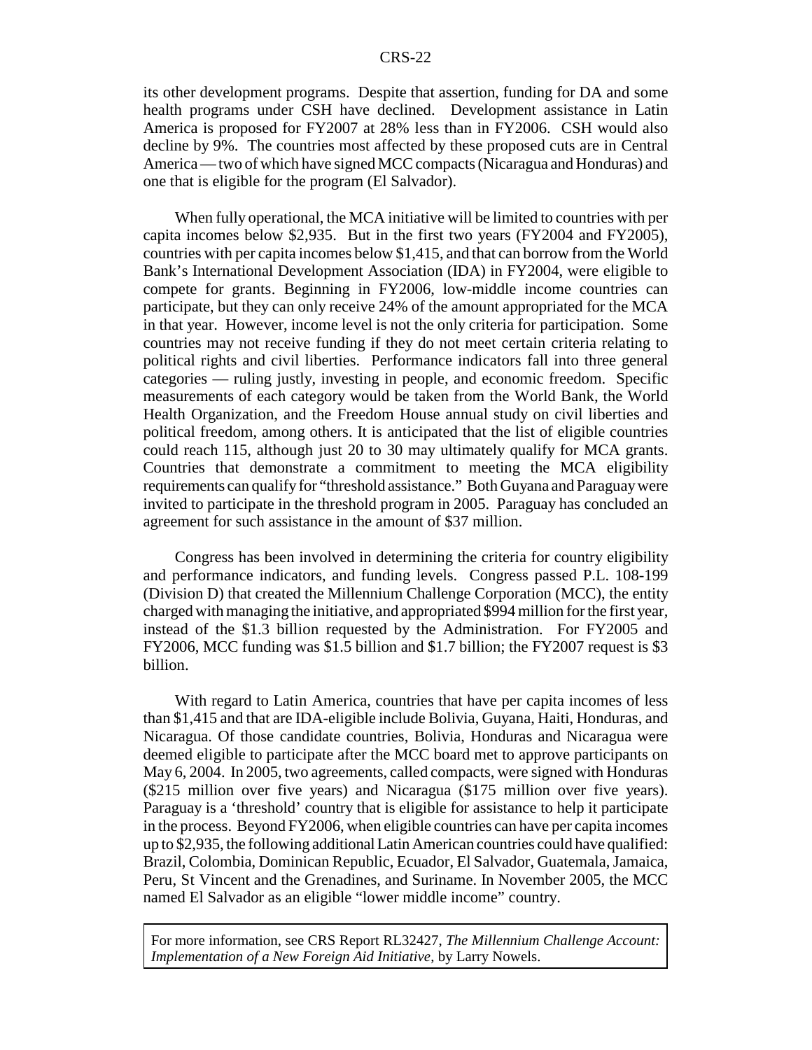its other development programs. Despite that assertion, funding for DA and some health programs under CSH have declined. Development assistance in Latin America is proposed for FY2007 at 28% less than in FY2006. CSH would also decline by 9%. The countries most affected by these proposed cuts are in Central America — two of which have signed MCC compacts (Nicaragua and Honduras) and one that is eligible for the program (El Salvador).

When fully operational, the MCA initiative will be limited to countries with per capita incomes below $2,935. But in the first two years (FY2004 and FY2005), countries with per capita incomes below $1,415, and that can borrow from the World Bank's International Development Association (IDA) in FY2004, were eligible to compete for grants. Beginning in FY2006, low-middle income countries can participate, but they can only receive 24% of the amount appropriated for the MCA in that year. However, income level is not the only criteria for participation. Some countries may not receive funding if they do not meet certain criteria relating to political rights and civil liberties. Performance indicators fall into three general categories — ruling justly, investing in people, and economic freedom. Specific measurements of each category would be taken from the World Bank, the World Health Organization, and the Freedom House annual study on civil liberties and political freedom, among others. It is anticipated that the list of eligible countries could reach 115, although just 20 to 30 may ultimately qualify for MCA grants. Countries that demonstrate a commitment to meeting the MCA eligibility requirements can qualify for "threshold assistance." Both Guyana and Paraguay were invited to participate in the threshold program in 2005. Paraguay has concluded an agreement for such assistance in the amount of $37 million.

Congress has been involved in determining the criteria for country eligibility and performance indicators, and funding levels. Congress passed P.L. 108-199 (Division D) that created the Millennium Challenge Corporation (MCC), the entity charged with managing the initiative, and appropriated $994 million for the first year, instead of the $1.3 billion requested by the Administration. For FY2005 and FY2006, MCC funding was $1.5 billion and $1.7 billion; the FY2007 request is $3 billion.

With regard to Latin America, countries that have per capita incomes of less than $1,415 and that are IDA-eligible include Bolivia, Guyana, Haiti, Honduras, and Nicaragua. Of those candidate countries, Bolivia, Honduras and Nicaragua were deemed eligible to participate after the MCC board met to approve participants on May 6, 2004. In 2005, two agreements, called compacts, were signed with Honduras ($215 million over five years) and Nicaragua ($175 million over five years). Paraguay is a 'threshold' country that is eligible for assistance to help it participate in the process. Beyond FY2006, when eligible countries can have per capita incomes up to $2,935, the following additional Latin American countries could have qualified: Brazil, Colombia, Dominican Republic, Ecuador, El Salvador, Guatemala, Jamaica, Peru, St Vincent and the Grenadines, and Suriname. In November 2005, the MCC named El Salvador as an eligible "lower middle income" country.

For more information, see CRS Report RL32427, *The Millennium Challenge Account: Implementation of a New Foreign Aid Initiative*, by Larry Nowels.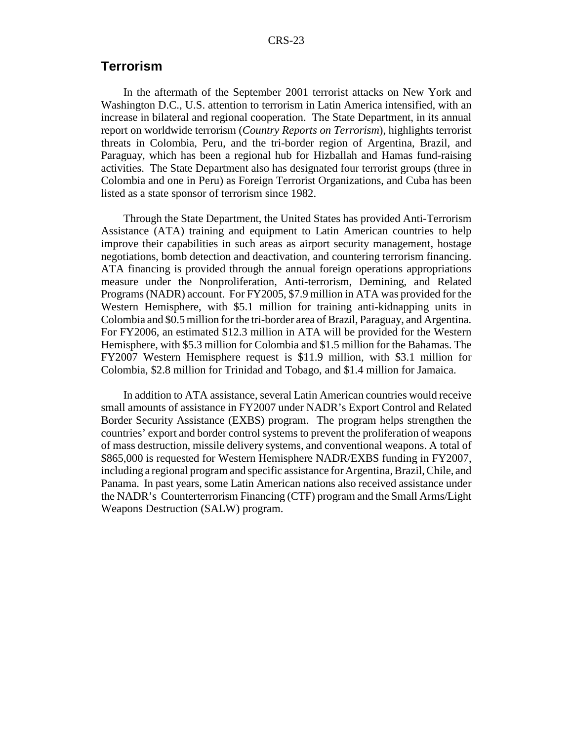## Terrorism

In the aftermath of the September 2001 terrorist attacks on New York and Washington D.C., U.S. attention to terrorism in Latin America intensified, with an increase in bilateral and regional cooperation. The State Department, in its annual report on worldwide terrorism (*Country Reports on Terrorism*), highlights terrorist threats in Colombia, Peru, and the tri-border region of Argentina, Brazil, and Paraguay, which has been a regional hub for Hizballah and Hamas fund-raising activities. The State Department also has designated four terrorist groups (three in Colombia and one in Peru) as Foreign Terrorist Organizations, and Cuba has been listed as a state sponsor of terrorism since 1982.

Through the State Department, the United States has provided Anti-Terrorism Assistance (ATA) training and equipment to Latin American countries to help improve their capabilities in such areas as airport security management, hostage negotiations, bomb detection and deactivation, and countering terrorism financing. ATA financing is provided through the annual foreign operations appropriations measure under the Nonproliferation, Anti-terrorism, Demining, and Related Programs (NADR) account. For FY2005, $7.9 million in ATA was provided for the Western Hemisphere, with $5.1 million for training anti-kidnapping units in Colombia and $0.5 million for the tri-border area of Brazil, Paraguay, and Argentina. For FY2006, an estimated $12.3 million in ATA will be provided for the Western Hemisphere, with $5.3 million for Colombia and $1.5 million for the Bahamas. The FY2007 Western Hemisphere request is $11.9 million, with $3.1 million for Colombia, $2.8 million for Trinidad and Tobago, and $1.4 million for Jamaica.

In addition to ATA assistance, several Latin American countries would receive small amounts of assistance in FY2007 under NADR's Export Control and Related Border Security Assistance (EXBS) program. The program helps strengthen the countries' export and border control systems to prevent the proliferation of weapons of mass destruction, missile delivery systems, and conventional weapons. A total of $865,000 is requested for Western Hemisphere NADR/EXBS funding in FY2007, including a regional program and specific assistance for Argentina, Brazil, Chile, and Panama. In past years, some Latin American nations also received assistance under the NADR's Counterterrorism Financing (CTF) program and the Small Arms/Light Weapons Destruction (SALW) program.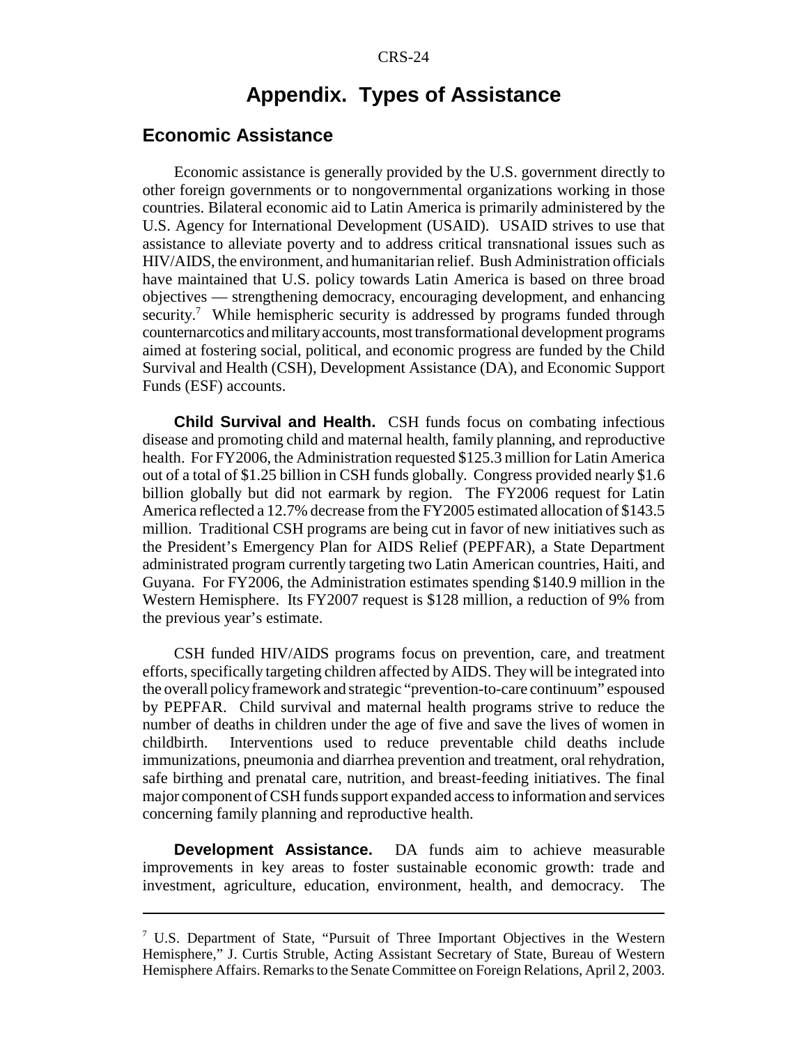# Appendix. Types of Assistance

## Economic Assistance

Economic assistance is generally provided by the U.S. government directly to other foreign governments or to nongovernmental organizations working in those countries. Bilateral economic aid to Latin America is primarily administered by the U.S. Agency for International Development (USAID). USAID strives to use that assistance to alleviate poverty and to address critical transnational issues such as HIV/AIDS, the environment, and humanitarian relief. Bush Administration officials have maintained that U.S. policy towards Latin America is based on three broad objectives — strengthening democracy, encouraging development, and enhancing security.[7] While hemispheric security is addressed by programs funded through counternarcotics and military accounts, most transformational development programs aimed at fostering social, political, and economic progress are funded by the Child Survival and Health (CSH), Development Assistance (DA), and Economic Support Funds (ESF) accounts.

**Child Survival and Health.** CSH funds focus on combating infectious disease and promoting child and maternal health, family planning, and reproductive health. For FY2006, the Administration requested $125.3 million for Latin America out of a total of $1.25 billion in CSH funds globally. Congress provided nearly $1.6 billion globally but did not earmark by region. The FY2006 request for Latin America reflected a 12.7% decrease from the FY2005 estimated allocation of $143.5 million. Traditional CSH programs are being cut in favor of new initiatives such as the President's Emergency Plan for AIDS Relief (PEPFAR), a State Department administrated program currently targeting two Latin American countries, Haiti, and Guyana. For FY2006, the Administration estimates spending $140.9 million in the Western Hemisphere. Its FY2007 request is $128 million, a reduction of 9% from the previous year's estimate.

CSH funded HIV/AIDS programs focus on prevention, care, and treatment efforts, specifically targeting children affected by AIDS. They will be integrated into the overall policy framework and strategic "prevention-to-care continuum" espoused by PEPFAR. Child survival and maternal health programs strive to reduce the number of deaths in children under the age of five and save the lives of women in childbirth. Interventions used to reduce preventable child deaths include immunizations, pneumonia and diarrhea prevention and treatment, oral rehydration, safe birthing and prenatal care, nutrition, and breast-feeding initiatives. The final major component of CSH funds support expanded access to information and services concerning family planning and reproductive health.

**Development Assistance.** DA funds aim to achieve measurable improvements in key areas to foster sustainable economic growth: trade and investment, agriculture, education, environment, health, and democracy. The

---

[7] U.S. Department of State, "Pursuit of Three Important Objectives in the Western Hemisphere," J. Curtis Struble, Acting Assistant Secretary of State, Bureau of Western Hemisphere Affairs. Remarks to the Senate Committee on Foreign Relations, April 2, 2003.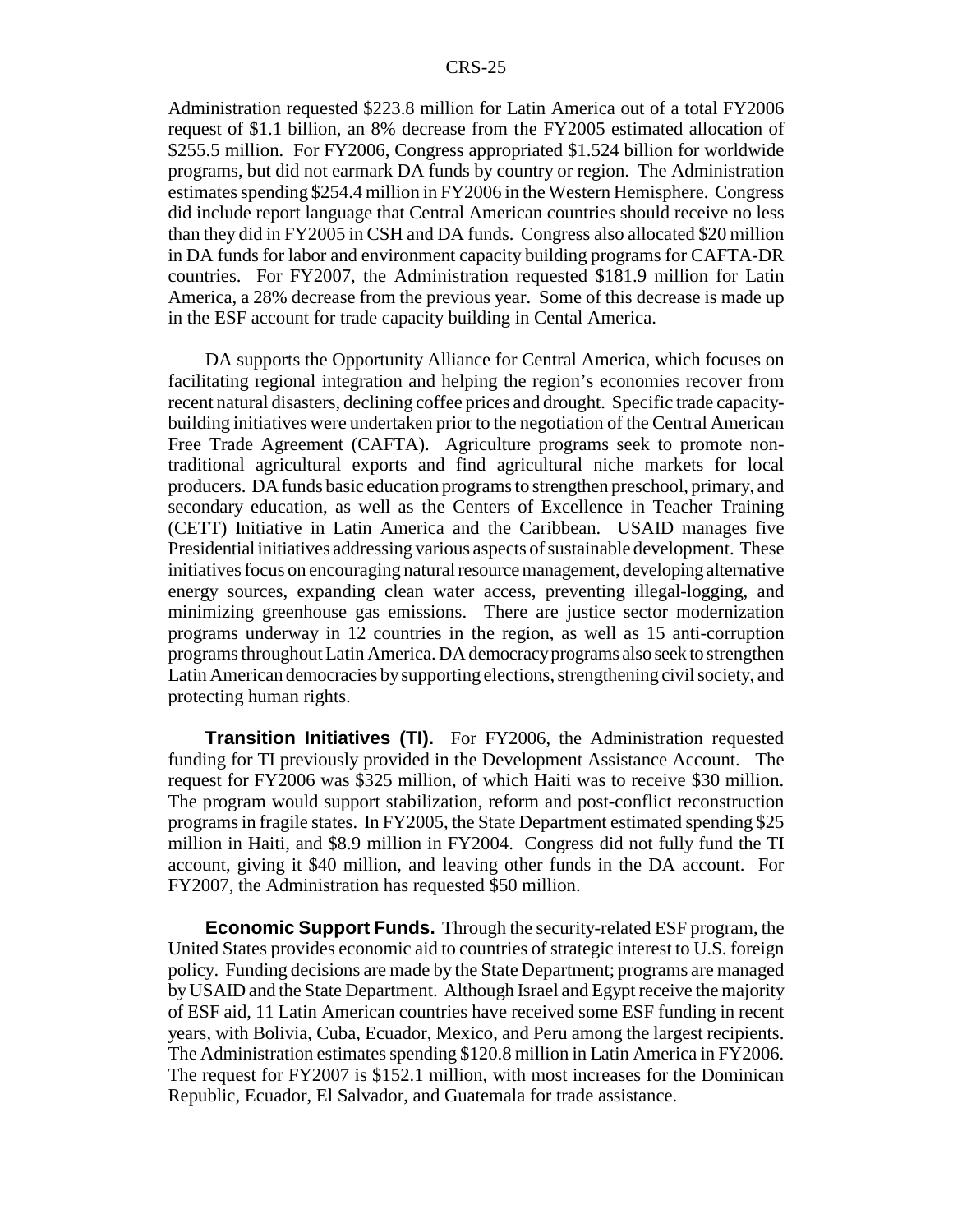Administration requested $223.8 million for Latin America out of a total FY2006 request of $1.1 billion, an 8% decrease from the FY2005 estimated allocation of $255.5 million. For FY2006, Congress appropriated $1.524 billion for worldwide programs, but did not earmark DA funds by country or region. The Administration estimates spending $254.4 million in FY2006 in the Western Hemisphere. Congress did include report language that Central American countries should receive no less than they did in FY2005 in CSH and DA funds. Congress also allocated $20 million in DA funds for labor and environment capacity building programs for CAFTA-DR countries. For FY2007, the Administration requested $181.9 million for Latin America, a 28% decrease from the previous year. Some of this decrease is made up in the ESF account for trade capacity building in Cental America.

DA supports the Opportunity Alliance for Central America, which focuses on facilitating regional integration and helping the region's economies recover from recent natural disasters, declining coffee prices and drought. Specific trade capacity-building initiatives were undertaken prior to the negotiation of the Central American Free Trade Agreement (CAFTA). Agriculture programs seek to promote non-traditional agricultural exports and find agricultural niche markets for local producers. DA funds basic education programs to strengthen preschool, primary, and secondary education, as well as the Centers of Excellence in Teacher Training (CETT) Initiative in Latin America and the Caribbean. USAID manages five Presidential initiatives addressing various aspects of sustainable development. These initiatives focus on encouraging natural resource management, developing alternative energy sources, expanding clean water access, preventing illegal-logging, and minimizing greenhouse gas emissions. There are justice sector modernization programs underway in 12 countries in the region, as well as 15 anti-corruption programs throughout Latin America. DA democracy programs also seek to strengthen Latin American democracies by supporting elections, strengthening civil society, and protecting human rights.

**Transition Initiatives (TI).** For FY2006, the Administration requested funding for TI previously provided in the Development Assistance Account. The request for FY2006 was $325 million, of which Haiti was to receive $30 million. The program would support stabilization, reform and post-conflict reconstruction programs in fragile states. In FY2005, the State Department estimated spending $25 million in Haiti, and $8.9 million in FY2004. Congress did not fully fund the TI account, giving it $40 million, and leaving other funds in the DA account. For FY2007, the Administration has requested $50 million.

**Economic Support Funds.** Through the security-related ESF program, the United States provides economic aid to countries of strategic interest to U.S. foreign policy. Funding decisions are made by the State Department; programs are managed by USAID and the State Department. Although Israel and Egypt receive the majority of ESF aid, 11 Latin American countries have received some ESF funding in recent years, with Bolivia, Cuba, Ecuador, Mexico, and Peru among the largest recipients. The Administration estimates spending $120.8 million in Latin America in FY2006. The request for FY2007 is $152.1 million, with most increases for the Dominican Republic, Ecuador, El Salvador, and Guatemala for trade assistance.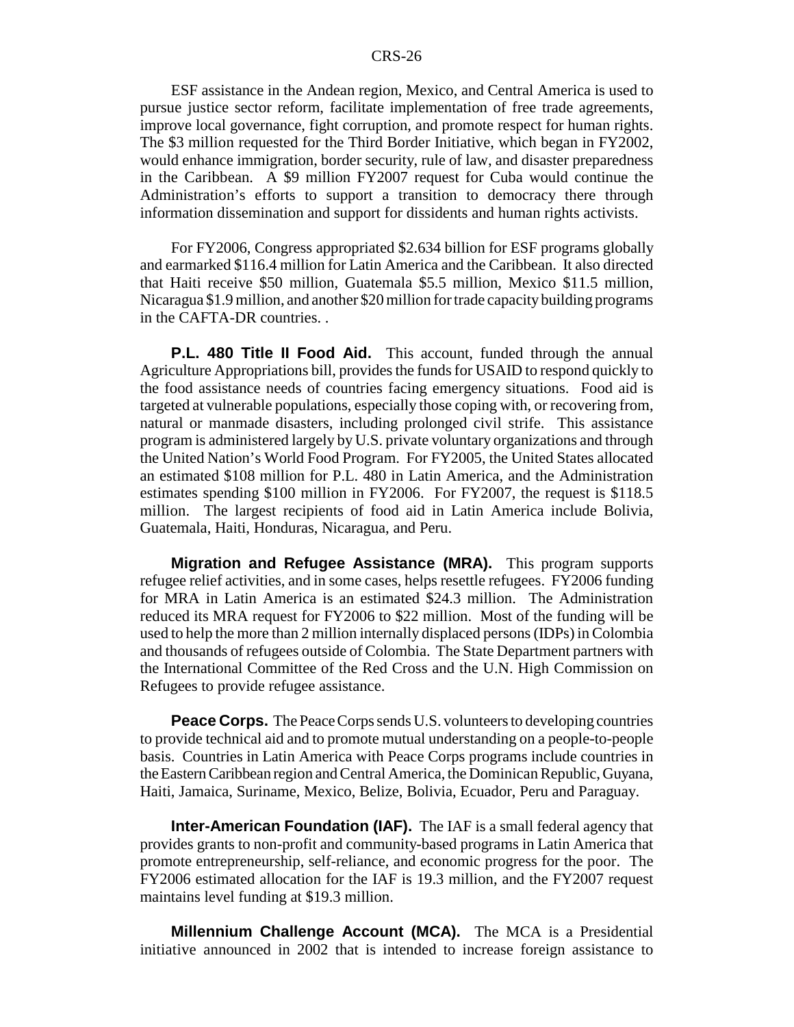ESF assistance in the Andean region, Mexico, and Central America is used to pursue justice sector reform, facilitate implementation of free trade agreements, improve local governance, fight corruption, and promote respect for human rights. The $3 million requested for the Third Border Initiative, which began in FY2002, would enhance immigration, border security, rule of law, and disaster preparedness in the Caribbean. A $9 million FY2007 request for Cuba would continue the Administration's efforts to support a transition to democracy there through information dissemination and support for dissidents and human rights activists.

For FY2006, Congress appropriated $2.634 billion for ESF programs globally and earmarked $116.4 million for Latin America and the Caribbean. It also directed that Haiti receive $50 million, Guatemala $5.5 million, Mexico $11.5 million, Nicaragua $1.9 million, and another $20 million for trade capacity building programs in the CAFTA-DR countries. .

**P.L. 480 Title II Food Aid.** This account, funded through the annual Agriculture Appropriations bill, provides the funds for USAID to respond quickly to the food assistance needs of countries facing emergency situations. Food aid is targeted at vulnerable populations, especially those coping with, or recovering from, natural or manmade disasters, including prolonged civil strife. This assistance program is administered largely by U.S. private voluntary organizations and through the United Nation's World Food Program. For FY2005, the United States allocated an estimated $108 million for P.L. 480 in Latin America, and the Administration estimates spending $100 million in FY2006. For FY2007, the request is $118.5 million. The largest recipients of food aid in Latin America include Bolivia, Guatemala, Haiti, Honduras, Nicaragua, and Peru.

**Migration and Refugee Assistance (MRA).** This program supports refugee relief activities, and in some cases, helps resettle refugees. FY2006 funding for MRA in Latin America is an estimated $24.3 million. The Administration reduced its MRA request for FY2006 to $22 million. Most of the funding will be used to help the more than 2 million internally displaced persons (IDPs) in Colombia and thousands of refugees outside of Colombia. The State Department partners with the International Committee of the Red Cross and the U.N. High Commission on Refugees to provide refugee assistance.

**Peace Corps.** The Peace Corps sends U.S. volunteers to developing countries to provide technical aid and to promote mutual understanding on a people-to-people basis. Countries in Latin America with Peace Corps programs include countries in the Eastern Caribbean region and Central America, the Dominican Republic, Guyana, Haiti, Jamaica, Suriname, Mexico, Belize, Bolivia, Ecuador, Peru and Paraguay.

**Inter-American Foundation (IAF).** The IAF is a small federal agency that provides grants to non-profit and community-based programs in Latin America that promote entrepreneurship, self-reliance, and economic progress for the poor. The FY2006 estimated allocation for the IAF is 19.3 million, and the FY2007 request maintains level funding at $19.3 million.

**Millennium Challenge Account (MCA).** The MCA is a Presidential initiative announced in 2002 that is intended to increase foreign assistance to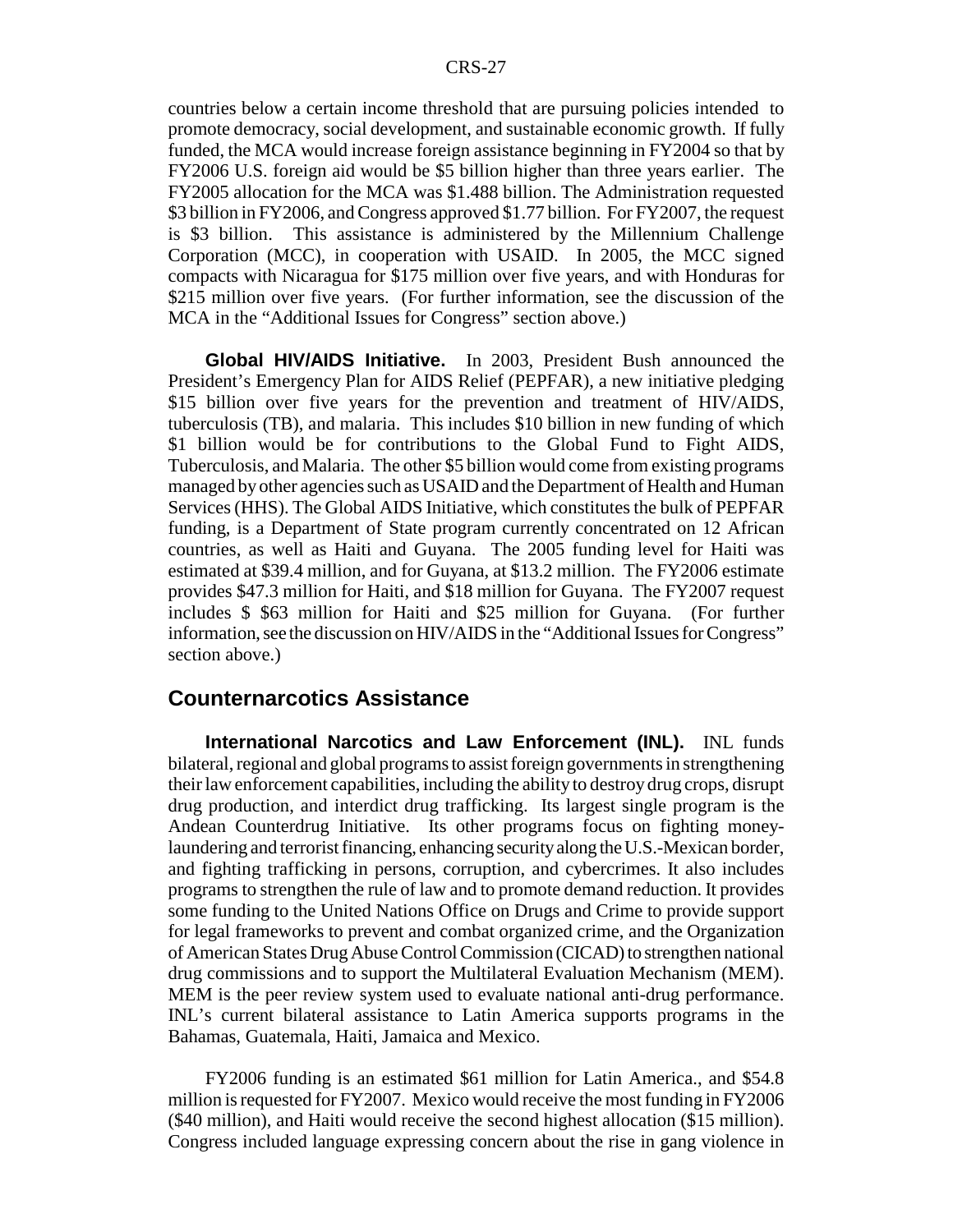countries below a certain income threshold that are pursuing policies intended to promote democracy, social development, and sustainable economic growth. If fully funded, the MCA would increase foreign assistance beginning in FY2004 so that by FY2006 U.S. foreign aid would be $5 billion higher than three years earlier. The FY2005 allocation for the MCA was $1.488 billion. The Administration requested $3 billion in FY2006, and Congress approved $1.77 billion. For FY2007, the request is $3 billion. This assistance is administered by the Millennium Challenge Corporation (MCC), in cooperation with USAID. In 2005, the MCC signed compacts with Nicaragua for $175 million over five years, and with Honduras for $215 million over five years. (For further information, see the discussion of the MCA in the "Additional Issues for Congress" section above.)

**Global HIV/AIDS Initiative.** In 2003, President Bush announced the President's Emergency Plan for AIDS Relief (PEPFAR), a new initiative pledging $15 billion over five years for the prevention and treatment of HIV/AIDS, tuberculosis (TB), and malaria. This includes $10 billion in new funding of which $1 billion would be for contributions to the Global Fund to Fight AIDS, Tuberculosis, and Malaria. The other $5 billion would come from existing programs managed by other agencies such as USAID and the Department of Health and Human Services (HHS). The Global AIDS Initiative, which constitutes the bulk of PEPFAR funding, is a Department of State program currently concentrated on 12 African countries, as well as Haiti and Guyana. The 2005 funding level for Haiti was estimated at $39.4 million, and for Guyana, at $13.2 million. The FY2006 estimate provides $47.3 million for Haiti, and $18 million for Guyana. The FY2007 request includes $ $63 million for Haiti and $25 million for Guyana. (For further information, see the discussion on HIV/AIDS in the "Additional Issues for Congress" section above.)

## Counternarcotics Assistance

**International Narcotics and Law Enforcement (INL).** INL funds bilateral, regional and global programs to assist foreign governments in strengthening their law enforcement capabilities, including the ability to destroy drug crops, disrupt drug production, and interdict drug trafficking. Its largest single program is the Andean Counterdrug Initiative. Its other programs focus on fighting money-laundering and terrorist financing, enhancing security along the U.S.-Mexican border, and fighting trafficking in persons, corruption, and cybercrimes. It also includes programs to strengthen the rule of law and to promote demand reduction. It provides some funding to the United Nations Office on Drugs and Crime to provide support for legal frameworks to prevent and combat organized crime, and the Organization of American States Drug Abuse Control Commission (CICAD) to strengthen national drug commissions and to support the Multilateral Evaluation Mechanism (MEM). MEM is the peer review system used to evaluate national anti-drug performance. INL's current bilateral assistance to Latin America supports programs in the Bahamas, Guatemala, Haiti, Jamaica and Mexico.

FY2006 funding is an estimated $61 million for Latin America., and $54.8 million is requested for FY2007. Mexico would receive the most funding in FY2006 ($40 million), and Haiti would receive the second highest allocation ($15 million). Congress included language expressing concern about the rise in gang violence in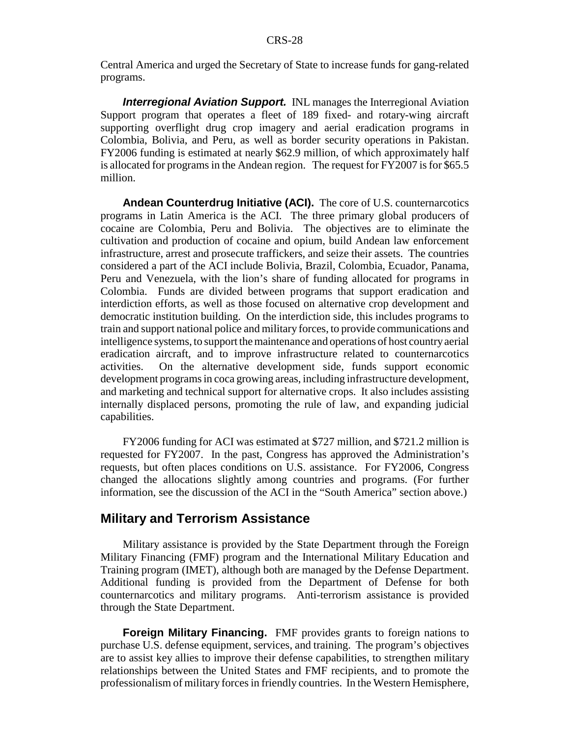Central America and urged the Secretary of State to increase funds for gang-related programs.

***Interregional Aviation Support.*** INL manages the Interregional Aviation Support program that operates a fleet of 189 fixed- and rotary-wing aircraft supporting overflight drug crop imagery and aerial eradication programs in Colombia, Bolivia, and Peru, as well as border security operations in Pakistan. FY2006 funding is estimated at nearly $62.9 million, of which approximately half is allocated for programs in the Andean region. The request for FY2007 is for $65.5 million.

**Andean Counterdrug Initiative (ACI).** The core of U.S. counternarcotics programs in Latin America is the ACI. The three primary global producers of cocaine are Colombia, Peru and Bolivia. The objectives are to eliminate the cultivation and production of cocaine and opium, build Andean law enforcement infrastructure, arrest and prosecute traffickers, and seize their assets. The countries considered a part of the ACI include Bolivia, Brazil, Colombia, Ecuador, Panama, Peru and Venezuela, with the lion's share of funding allocated for programs in Colombia. Funds are divided between programs that support eradication and interdiction efforts, as well as those focused on alternative crop development and democratic institution building. On the interdiction side, this includes programs to train and support national police and military forces, to provide communications and intelligence systems, to support the maintenance and operations of host country aerial eradication aircraft, and to improve infrastructure related to counternarcotics activities. On the alternative development side, funds support economic development programs in coca growing areas, including infrastructure development, and marketing and technical support for alternative crops. It also includes assisting internally displaced persons, promoting the rule of law, and expanding judicial capabilities.

FY2006 funding for ACI was estimated at $727 million, and $721.2 million is requested for FY2007. In the past, Congress has approved the Administration's requests, but often places conditions on U.S. assistance. For FY2006, Congress changed the allocations slightly among countries and programs. (For further information, see the discussion of the ACI in the "South America" section above.)

## Military and Terrorism Assistance

Military assistance is provided by the State Department through the Foreign Military Financing (FMF) program and the International Military Education and Training program (IMET), although both are managed by the Defense Department. Additional funding is provided from the Department of Defense for both counternarcotics and military programs. Anti-terrorism assistance is provided through the State Department.

**Foreign Military Financing.** FMF provides grants to foreign nations to purchase U.S. defense equipment, services, and training. The program's objectives are to assist key allies to improve their defense capabilities, to strengthen military relationships between the United States and FMF recipients, and to promote the professionalism of military forces in friendly countries. In the Western Hemisphere,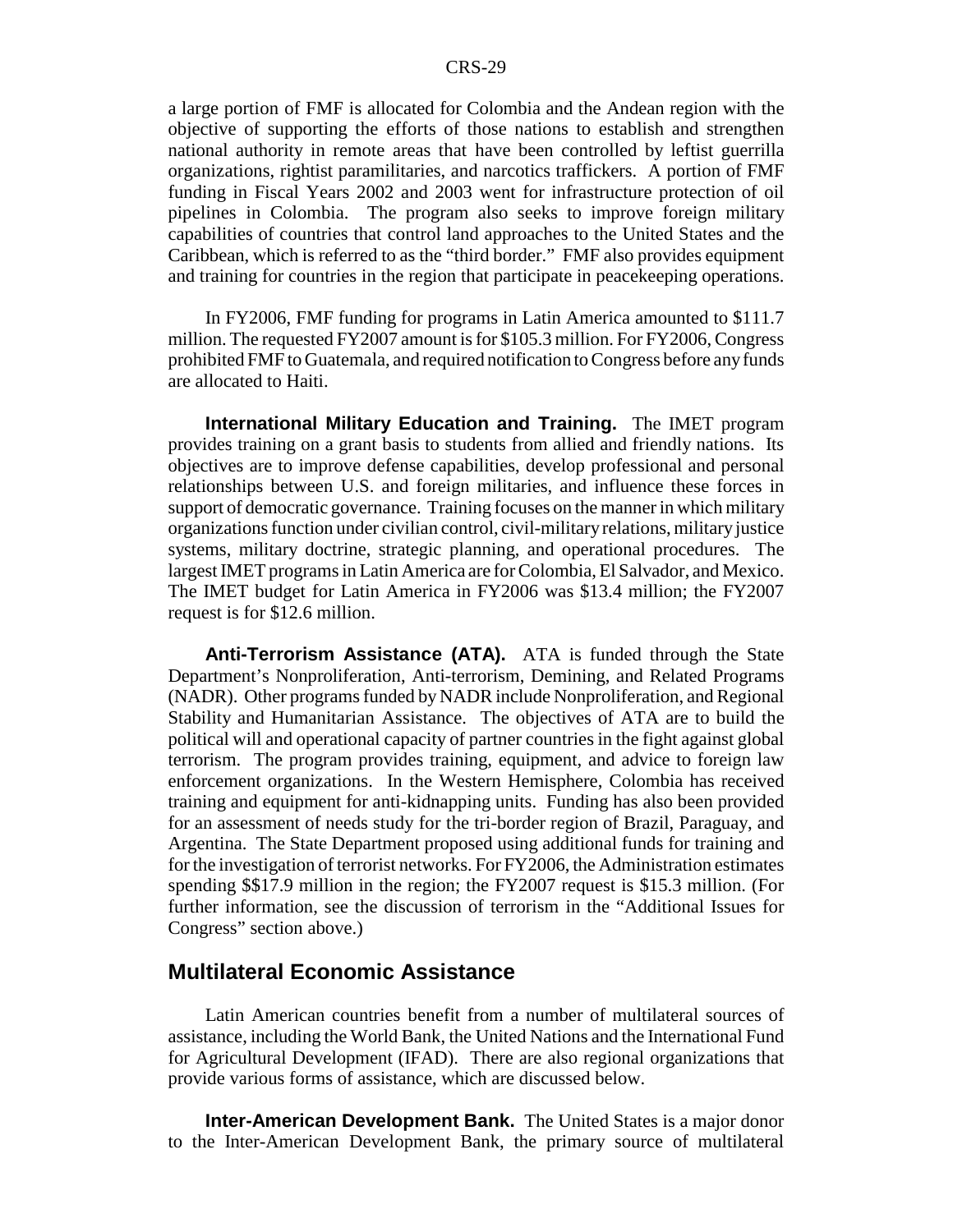a large portion of FMF is allocated for Colombia and the Andean region with the objective of supporting the efforts of those nations to establish and strengthen national authority in remote areas that have been controlled by leftist guerrilla organizations, rightist paramilitaries, and narcotics traffickers. A portion of FMF funding in Fiscal Years 2002 and 2003 went for infrastructure protection of oil pipelines in Colombia. The program also seeks to improve foreign military capabilities of countries that control land approaches to the United States and the Caribbean, which is referred to as the "third border." FMF also provides equipment and training for countries in the region that participate in peacekeeping operations.

In FY2006, FMF funding for programs in Latin America amounted to $111.7 million. The requested FY2007 amount is for $105.3 million. For FY2006, Congress prohibited FMF to Guatemala, and required notification to Congress before any funds are allocated to Haiti.

**International Military Education and Training.** The IMET program provides training on a grant basis to students from allied and friendly nations. Its objectives are to improve defense capabilities, develop professional and personal relationships between U.S. and foreign militaries, and influence these forces in support of democratic governance. Training focuses on the manner in which military organizations function under civilian control, civil-military relations, military justice systems, military doctrine, strategic planning, and operational procedures. The largest IMET programs in Latin America are for Colombia, El Salvador, and Mexico. The IMET budget for Latin America in FY2006 was $13.4 million; the FY2007 request is for $12.6 million.

**Anti-Terrorism Assistance (ATA).** ATA is funded through the State Department's Nonproliferation, Anti-terrorism, Demining, and Related Programs (NADR). Other programs funded by NADR include Nonproliferation, and Regional Stability and Humanitarian Assistance. The objectives of ATA are to build the political will and operational capacity of partner countries in the fight against global terrorism. The program provides training, equipment, and advice to foreign law enforcement organizations. In the Western Hemisphere, Colombia has received training and equipment for anti-kidnapping units. Funding has also been provided for an assessment of needs study for the tri-border region of Brazil, Paraguay, and Argentina. The State Department proposed using additional funds for training and for the investigation of terrorist networks. For FY2006, the Administration estimates spending $$17.9 million in the region; the FY2007 request is $15.3 million. (For further information, see the discussion of terrorism in the "Additional Issues for Congress" section above.)

## Multilateral Economic Assistance

Latin American countries benefit from a number of multilateral sources of assistance, including the World Bank, the United Nations and the International Fund for Agricultural Development (IFAD). There are also regional organizations that provide various forms of assistance, which are discussed below.

**Inter-American Development Bank.** The United States is a major donor to the Inter-American Development Bank, the primary source of multilateral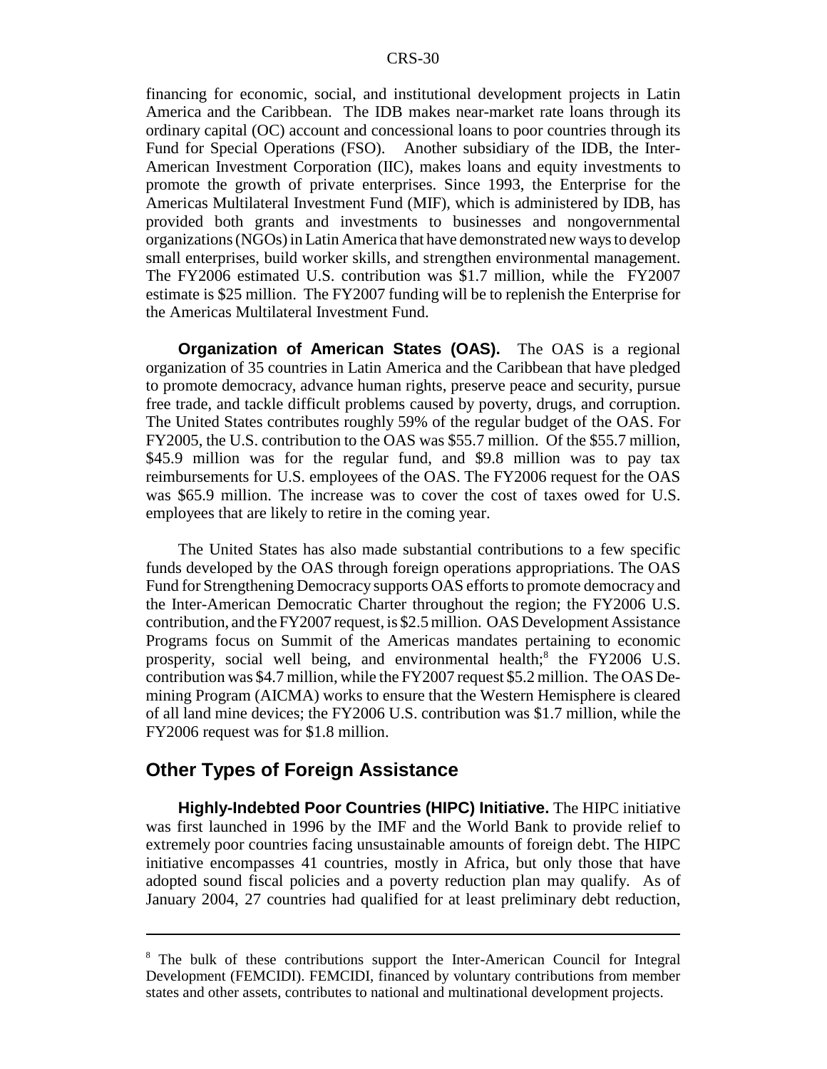financing for economic, social, and institutional development projects in Latin America and the Caribbean. The IDB makes near-market rate loans through its ordinary capital (OC) account and concessional loans to poor countries through its Fund for Special Operations (FSO). Another subsidiary of the IDB, the Inter-American Investment Corporation (IIC), makes loans and equity investments to promote the growth of private enterprises. Since 1993, the Enterprise for the Americas Multilateral Investment Fund (MIF), which is administered by IDB, has provided both grants and investments to businesses and nongovernmental organizations (NGOs) in Latin America that have demonstrated new ways to develop small enterprises, build worker skills, and strengthen environmental management. The FY2006 estimated U.S. contribution was $1.7 million, while the FY2007 estimate is $25 million. The FY2007 funding will be to replenish the Enterprise for the Americas Multilateral Investment Fund.

**Organization of American States (OAS).** The OAS is a regional organization of 35 countries in Latin America and the Caribbean that have pledged to promote democracy, advance human rights, preserve peace and security, pursue free trade, and tackle difficult problems caused by poverty, drugs, and corruption. The United States contributes roughly 59% of the regular budget of the OAS. For FY2005, the U.S. contribution to the OAS was $55.7 million. Of the $55.7 million, $45.9 million was for the regular fund, and $9.8 million was to pay tax reimbursements for U.S. employees of the OAS. The FY2006 request for the OAS was $65.9 million. The increase was to cover the cost of taxes owed for U.S. employees that are likely to retire in the coming year.

The United States has also made substantial contributions to a few specific funds developed by the OAS through foreign operations appropriations. The OAS Fund for Strengthening Democracy supports OAS efforts to promote democracy and the Inter-American Democratic Charter throughout the region; the FY2006 U.S. contribution, and the FY2007 request, is $2.5 million. OAS Development Assistance Programs focus on Summit of the Americas mandates pertaining to economic prosperity, social well being, and environmental health;[8] the FY2006 U.S. contribution was $4.7 million, while the FY2007 request $5.2 million. The OAS De-mining Program (AICMA) works to ensure that the Western Hemisphere is cleared of all land mine devices; the FY2006 U.S. contribution was $1.7 million, while the FY2006 request was for $1.8 million.

## Other Types of Foreign Assistance

**Highly-Indebted Poor Countries (HIPC) Initiative.** The HIPC initiative was first launched in 1996 by the IMF and the World Bank to provide relief to extremely poor countries facing unsustainable amounts of foreign debt. The HIPC initiative encompasses 41 countries, mostly in Africa, but only those that have adopted sound fiscal policies and a poverty reduction plan may qualify. As of January 2004, 27 countries had qualified for at least preliminary debt reduction,

---

[8] The bulk of these contributions support the Inter-American Council for Integral Development (FEMCIDI). FEMCIDI, financed by voluntary contributions from member states and other assets, contributes to national and multinational development projects.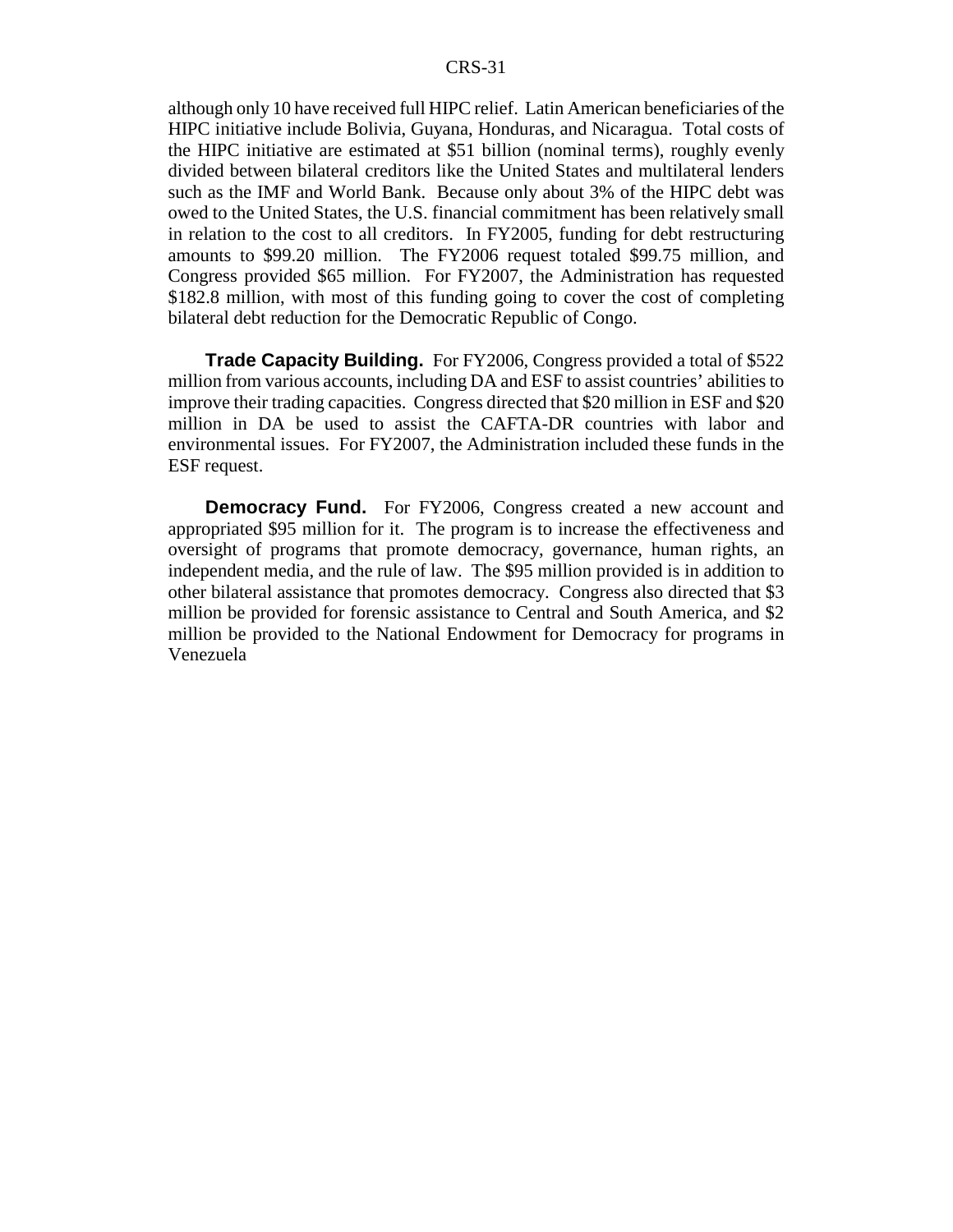although only 10 have received full HIPC relief. Latin American beneficiaries of the HIPC initiative include Bolivia, Guyana, Honduras, and Nicaragua. Total costs of the HIPC initiative are estimated at $51 billion (nominal terms), roughly evenly divided between bilateral creditors like the United States and multilateral lenders such as the IMF and World Bank. Because only about 3% of the HIPC debt was owed to the United States, the U.S. financial commitment has been relatively small in relation to the cost to all creditors. In FY2005, funding for debt restructuring amounts to $99.20 million. The FY2006 request totaled $99.75 million, and Congress provided $65 million. For FY2007, the Administration has requested $182.8 million, with most of this funding going to cover the cost of completing bilateral debt reduction for the Democratic Republic of Congo.

**Trade Capacity Building.** For FY2006, Congress provided a total of $522 million from various accounts, including DA and ESF to assist countries' abilities to improve their trading capacities. Congress directed that $20 million in ESF and $20 million in DA be used to assist the CAFTA-DR countries with labor and environmental issues. For FY2007, the Administration included these funds in the ESF request.

**Democracy Fund.** For FY2006, Congress created a new account and appropriated $95 million for it. The program is to increase the effectiveness and oversight of programs that promote democracy, governance, human rights, an independent media, and the rule of law. The $95 million provided is in addition to other bilateral assistance that promotes democracy. Congress also directed that $3 million be provided for forensic assistance to Central and South America, and $2 million be provided to the National Endowment for Democracy for programs in Venezuela